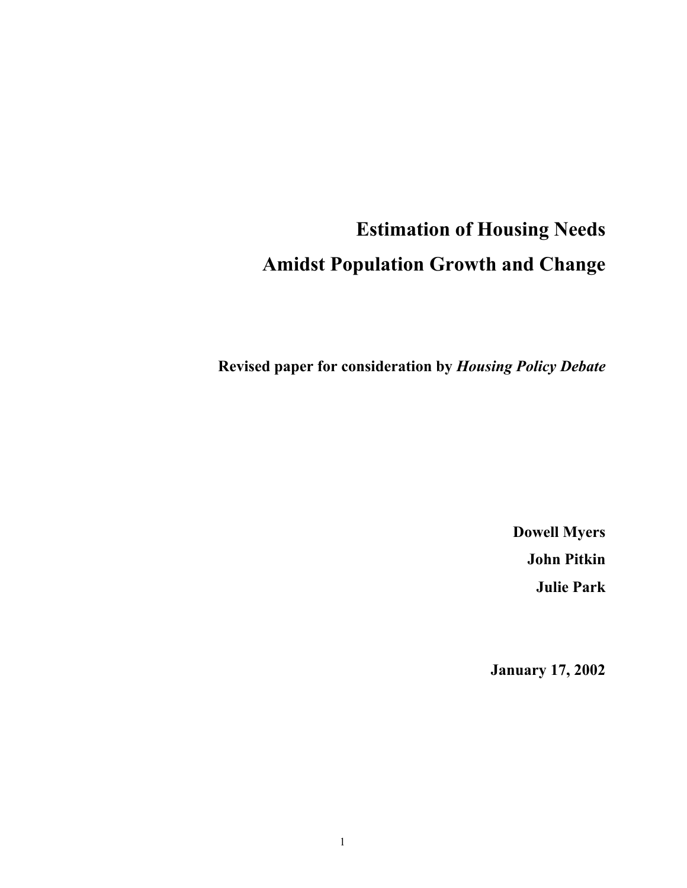# Estimation of Housing Needs
# Amidst Population Growth and Change

**Revised paper for consideration by *Housing Policy Debate***

**Dowell Myers**

**John Pitkin**

**Julie Park**

**January 17, 2002**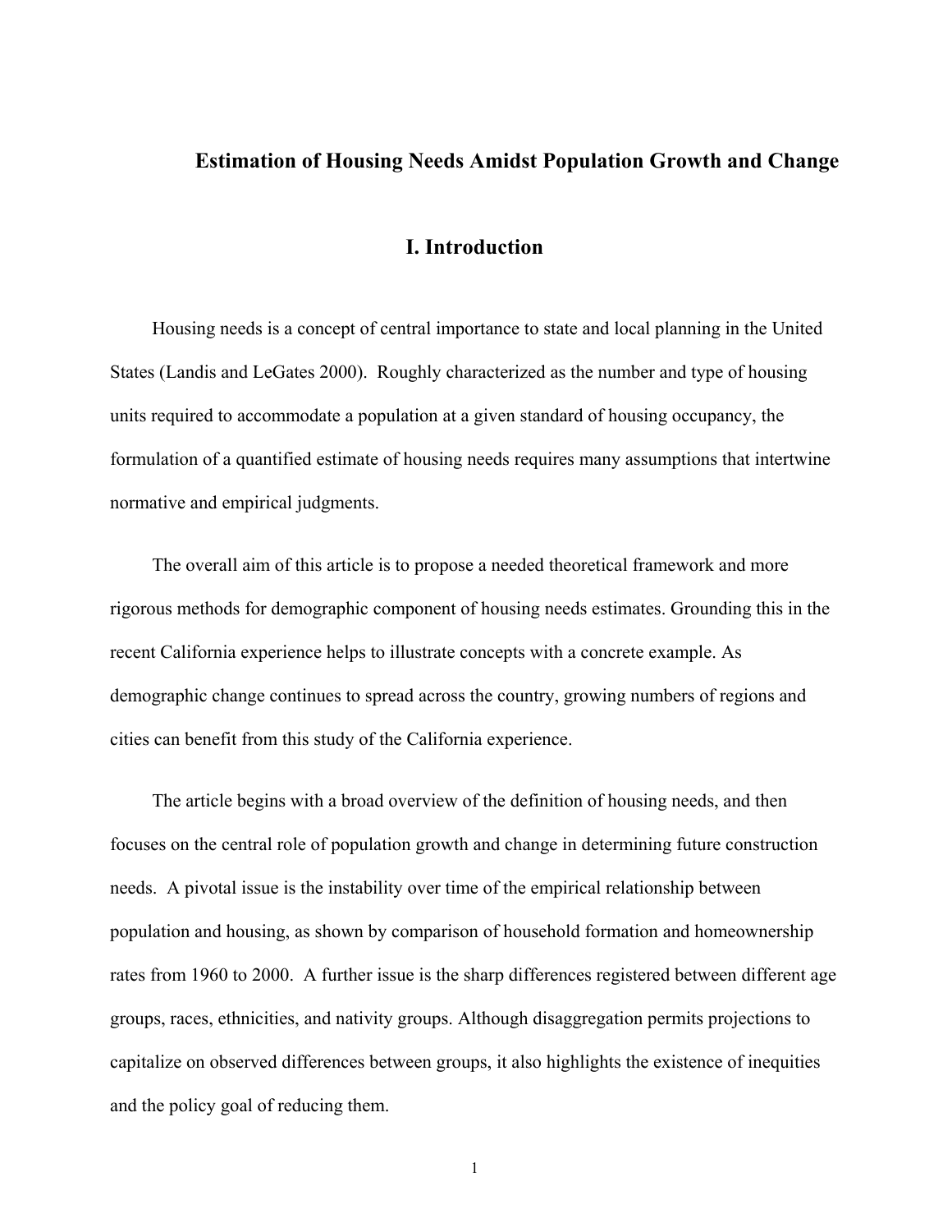## Estimation of Housing Needs Amidst Population Growth and Change

## I. Introduction

Housing needs is a concept of central importance to state and local planning in the United States (Landis and LeGates 2000). Roughly characterized as the number and type of housing units required to accommodate a population at a given standard of housing occupancy, the formulation of a quantified estimate of housing needs requires many assumptions that intertwine normative and empirical judgments.

The overall aim of this article is to propose a needed theoretical framework and more rigorous methods for demographic component of housing needs estimates. Grounding this in the recent California experience helps to illustrate concepts with a concrete example. As demographic change continues to spread across the country, growing numbers of regions and cities can benefit from this study of the California experience.

The article begins with a broad overview of the definition of housing needs, and then focuses on the central role of population growth and change in determining future construction needs. A pivotal issue is the instability over time of the empirical relationship between population and housing, as shown by comparison of household formation and homeownership rates from 1960 to 2000. A further issue is the sharp differences registered between different age groups, races, ethnicities, and nativity groups. Although disaggregation permits projections to capitalize on observed differences between groups, it also highlights the existence of inequities and the policy goal of reducing them.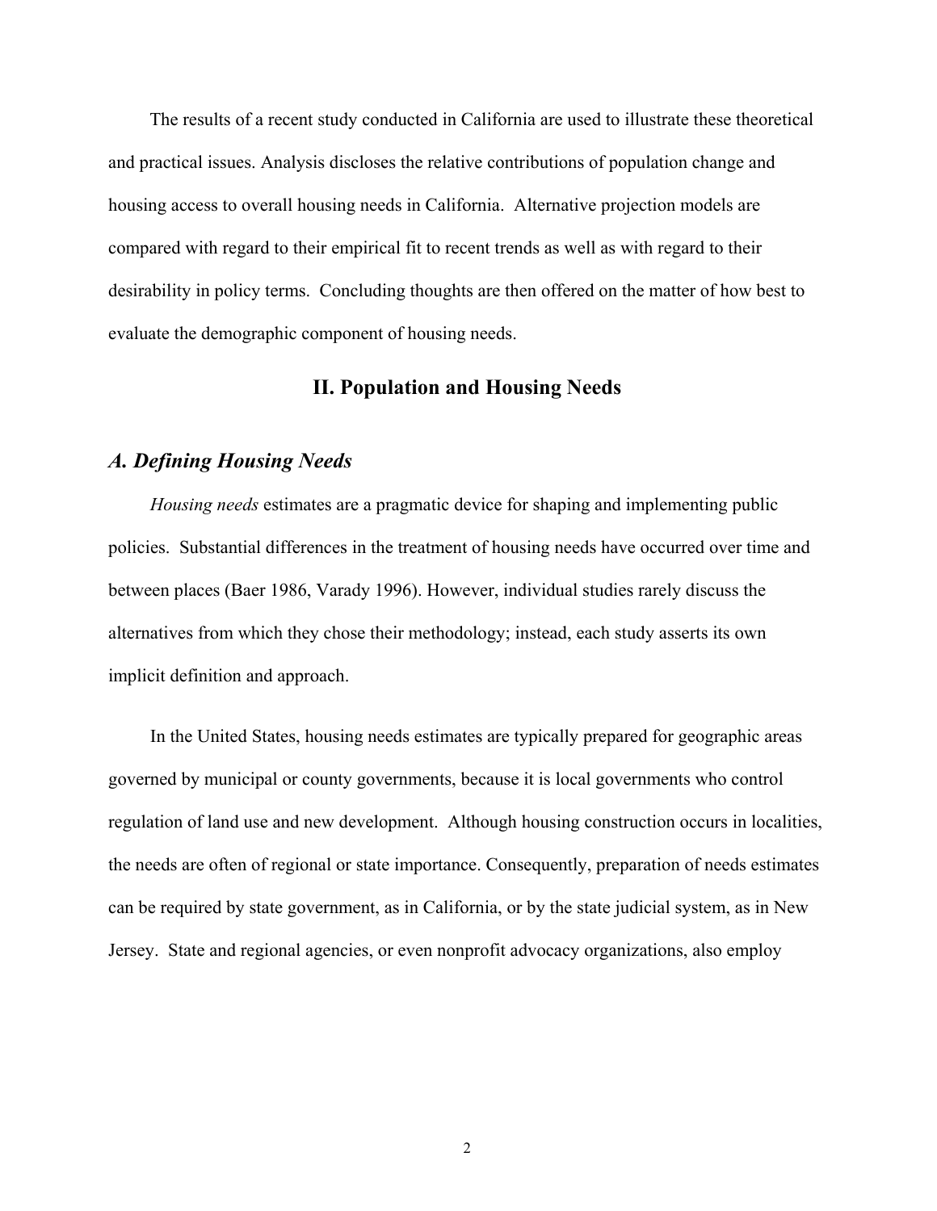The results of a recent study conducted in California are used to illustrate these theoretical and practical issues. Analysis discloses the relative contributions of population change and housing access to overall housing needs in California. Alternative projection models are compared with regard to their empirical fit to recent trends as well as with regard to their desirability in policy terms. Concluding thoughts are then offered on the matter of how best to evaluate the demographic component of housing needs.

## II. Population and Housing Needs

### *A. Defining Housing Needs*

*Housing needs* estimates are a pragmatic device for shaping and implementing public policies. Substantial differences in the treatment of housing needs have occurred over time and between places (Baer 1986, Varady 1996). However, individual studies rarely discuss the alternatives from which they chose their methodology; instead, each study asserts its own implicit definition and approach.

In the United States, housing needs estimates are typically prepared for geographic areas governed by municipal or county governments, because it is local governments who control regulation of land use and new development. Although housing construction occurs in localities, the needs are often of regional or state importance. Consequently, preparation of needs estimates can be required by state government, as in California, or by the state judicial system, as in New Jersey. State and regional agencies, or even nonprofit advocacy organizations, also employ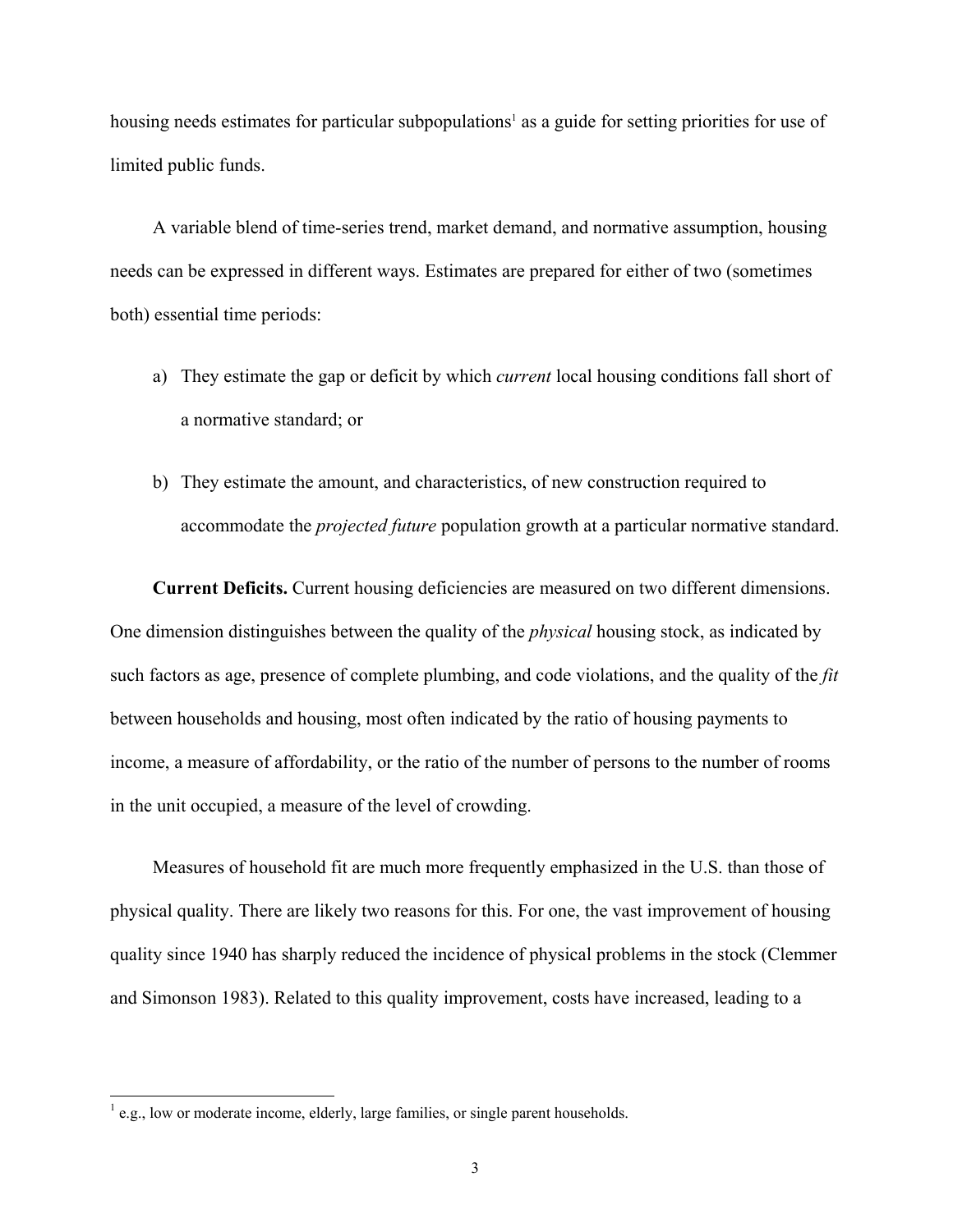housing needs estimates for particular subpopulations[1] as a guide for setting priorities for use of limited public funds.

A variable blend of time-series trend, market demand, and normative assumption, housing needs can be expressed in different ways. Estimates are prepared for either of two (sometimes both) essential time periods:

a) They estimate the gap or deficit by which *current* local housing conditions fall short of a normative standard; or

b) They estimate the amount, and characteristics, of new construction required to accommodate the *projected future* population growth at a particular normative standard.

**Current Deficits.** Current housing deficiencies are measured on two different dimensions. One dimension distinguishes between the quality of the *physical* housing stock, as indicated by such factors as age, presence of complete plumbing, and code violations, and the quality of the *fit* between households and housing, most often indicated by the ratio of housing payments to income, a measure of affordability, or the ratio of the number of persons to the number of rooms in the unit occupied, a measure of the level of crowding.

Measures of household fit are much more frequently emphasized in the U.S. than those of physical quality. There are likely two reasons for this. For one, the vast improvement of housing quality since 1940 has sharply reduced the incidence of physical problems in the stock (Clemmer and Simonson 1983). Related to this quality improvement, costs have increased, leading to a

[1] e.g., low or moderate income, elderly, large families, or single parent households.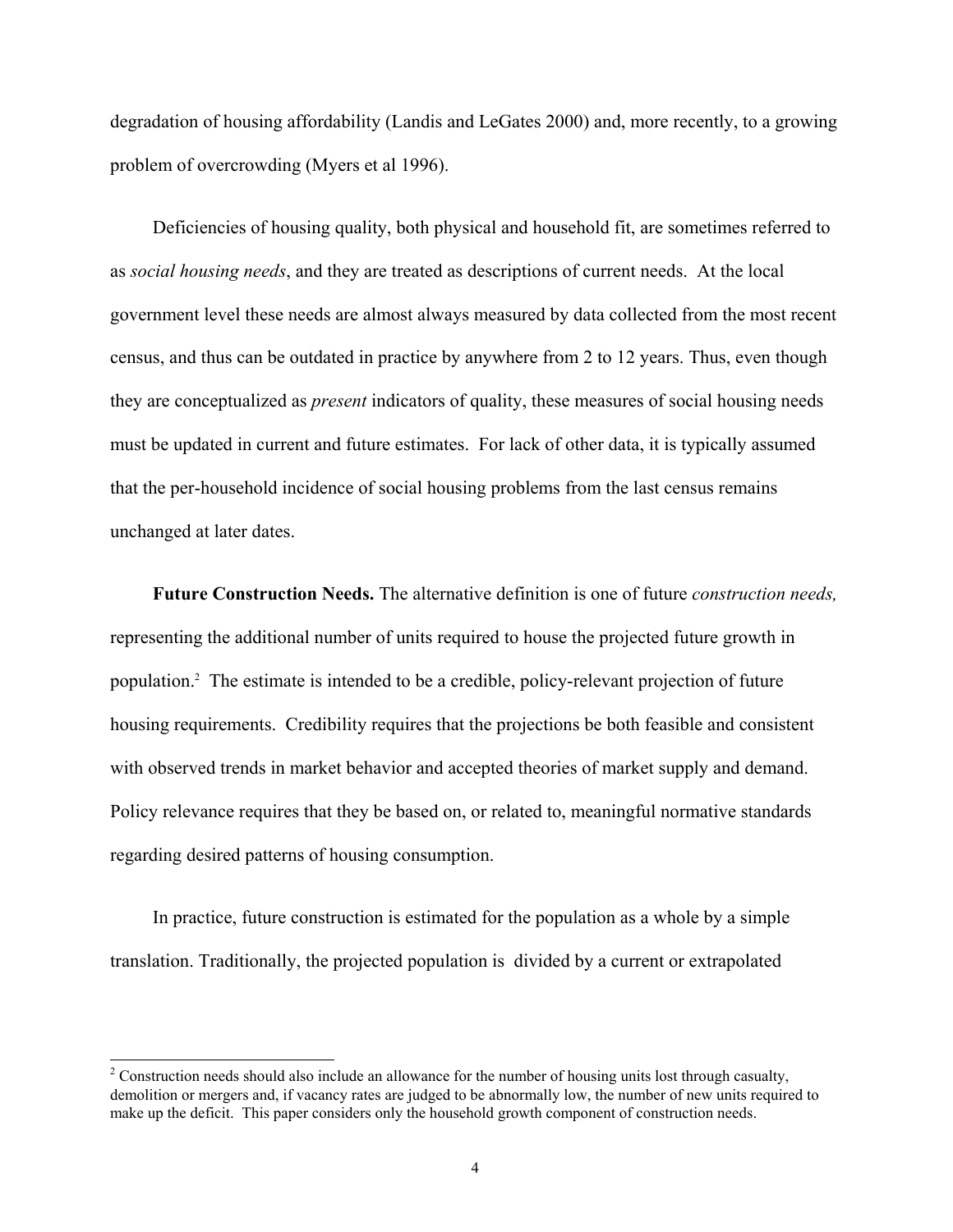degradation of housing affordability (Landis and LeGates 2000) and, more recently, to a growing problem of overcrowding (Myers et al 1996).

Deficiencies of housing quality, both physical and household fit, are sometimes referred to as *social housing needs*, and they are treated as descriptions of current needs. At the local government level these needs are almost always measured by data collected from the most recent census, and thus can be outdated in practice by anywhere from 2 to 12 years. Thus, even though they are conceptualized as *present* indicators of quality, these measures of social housing needs must be updated in current and future estimates. For lack of other data, it is typically assumed that the per-household incidence of social housing problems from the last census remains unchanged at later dates.

**Future Construction Needs.** The alternative definition is one of future *construction needs,* representing the additional number of units required to house the projected future growth in population.[2] The estimate is intended to be a credible, policy-relevant projection of future housing requirements. Credibility requires that the projections be both feasible and consistent with observed trends in market behavior and accepted theories of market supply and demand. Policy relevance requires that they be based on, or related to, meaningful normative standards regarding desired patterns of housing consumption.

In practice, future construction is estimated for the population as a whole by a simple translation. Traditionally, the projected population is divided by a current or extrapolated

[2] Construction needs should also include an allowance for the number of housing units lost through casualty, demolition or mergers and, if vacancy rates are judged to be abnormally low, the number of new units required to make up the deficit. This paper considers only the household growth component of construction needs.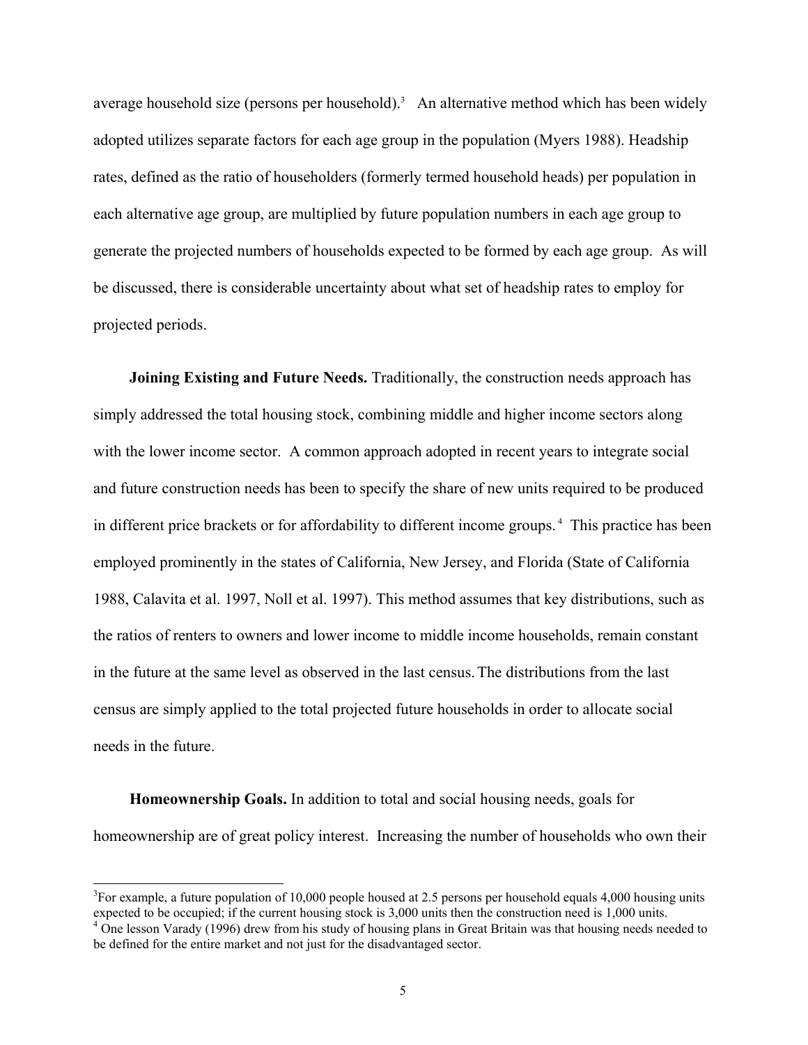average household size (persons per household).[3] An alternative method which has been widely adopted utilizes separate factors for each age group in the population (Myers 1988). Headship rates, defined as the ratio of householders (formerly termed household heads) per population in each alternative age group, are multiplied by future population numbers in each age group to generate the projected numbers of households expected to be formed by each age group. As will be discussed, there is considerable uncertainty about what set of headship rates to employ for projected periods.

**Joining Existing and Future Needs.** Traditionally, the construction needs approach has simply addressed the total housing stock, combining middle and higher income sectors along with the lower income sector. A common approach adopted in recent years to integrate social and future construction needs has been to specify the share of new units required to be produced in different price brackets or for affordability to different income groups.[4] This practice has been employed prominently in the states of California, New Jersey, and Florida (State of California 1988, Calavita et al. 1997, Noll et al. 1997). This method assumes that key distributions, such as the ratios of renters to owners and lower income to middle income households, remain constant in the future at the same level as observed in the last census. The distributions from the last census are simply applied to the total projected future households in order to allocate social needs in the future.

**Homeownership Goals.** In addition to total and social housing needs, goals for homeownership are of great policy interest. Increasing the number of households who own their

---

[3] For example, a future population of 10,000 people housed at 2.5 persons per household equals 4,000 housing units expected to be occupied; if the current housing stock is 3,000 units then the construction need is 1,000 units.

[4] One lesson Varady (1996) drew from his study of housing plans in Great Britain was that housing needs needed to be defined for the entire market and not just for the disadvantaged sector.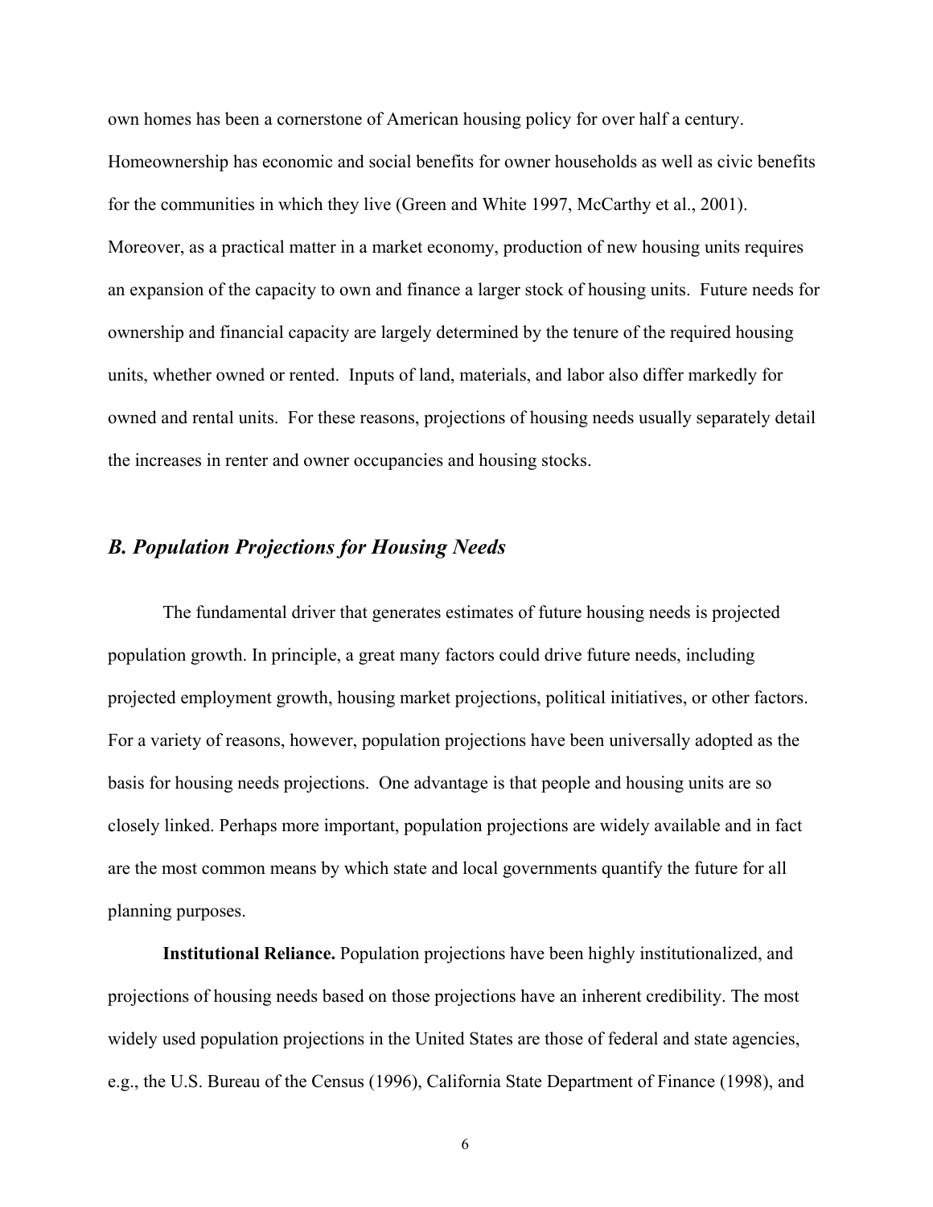own homes has been a cornerstone of American housing policy for over half a century. Homeownership has economic and social benefits for owner households as well as civic benefits for the communities in which they live (Green and White 1997, McCarthy et al., 2001). Moreover, as a practical matter in a market economy, production of new housing units requires an expansion of the capacity to own and finance a larger stock of housing units. Future needs for ownership and financial capacity are largely determined by the tenure of the required housing units, whether owned or rented. Inputs of land, materials, and labor also differ markedly for owned and rental units. For these reasons, projections of housing needs usually separately detail the increases in renter and owner occupancies and housing stocks.

### *B. Population Projections for Housing Needs*

The fundamental driver that generates estimates of future housing needs is projected population growth. In principle, a great many factors could drive future needs, including projected employment growth, housing market projections, political initiatives, or other factors. For a variety of reasons, however, population projections have been universally adopted as the basis for housing needs projections. One advantage is that people and housing units are so closely linked. Perhaps more important, population projections are widely available and in fact are the most common means by which state and local governments quantify the future for all planning purposes.

**Institutional Reliance.** Population projections have been highly institutionalized, and projections of housing needs based on those projections have an inherent credibility. The most widely used population projections in the United States are those of federal and state agencies, e.g., the U.S. Bureau of the Census (1996), California State Department of Finance (1998), and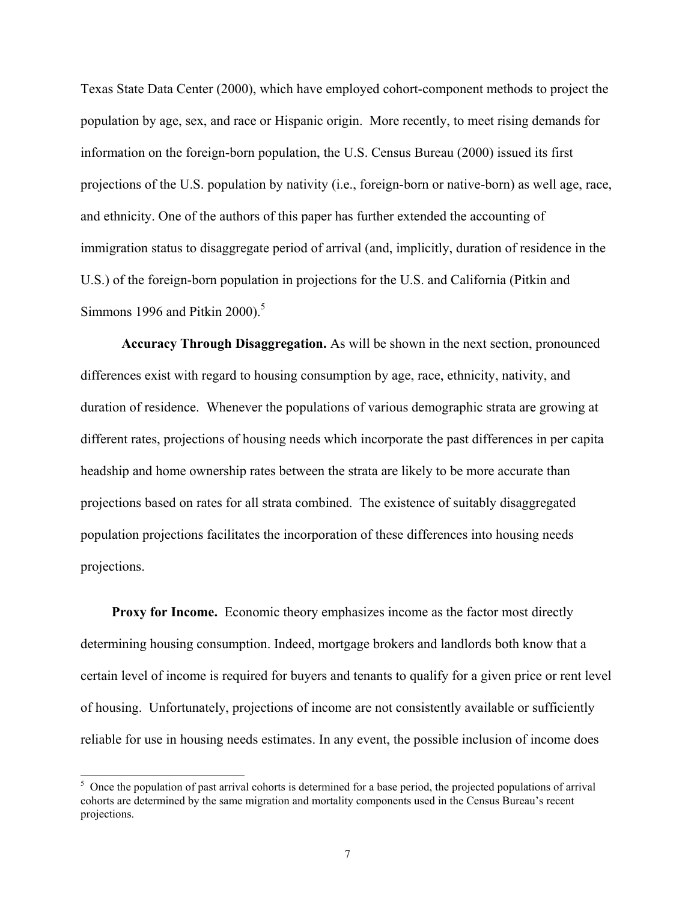Texas State Data Center (2000), which have employed cohort-component methods to project the population by age, sex, and race or Hispanic origin. More recently, to meet rising demands for information on the foreign-born population, the U.S. Census Bureau (2000) issued its first projections of the U.S. population by nativity (i.e., foreign-born or native-born) as well age, race, and ethnicity. One of the authors of this paper has further extended the accounting of immigration status to disaggregate period of arrival (and, implicitly, duration of residence in the U.S.) of the foreign-born population in projections for the U.S. and California (Pitkin and Simmons 1996 and Pitkin 2000).[5]

**Accuracy Through Disaggregation.** As will be shown in the next section, pronounced differences exist with regard to housing consumption by age, race, ethnicity, nativity, and duration of residence. Whenever the populations of various demographic strata are growing at different rates, projections of housing needs which incorporate the past differences in per capita headship and home ownership rates between the strata are likely to be more accurate than projections based on rates for all strata combined. The existence of suitably disaggregated population projections facilitates the incorporation of these differences into housing needs projections.

**Proxy for Income.** Economic theory emphasizes income as the factor most directly determining housing consumption. Indeed, mortgage brokers and landlords both know that a certain level of income is required for buyers and tenants to qualify for a given price or rent level of housing. Unfortunately, projections of income are not consistently available or sufficiently reliable for use in housing needs estimates. In any event, the possible inclusion of income does

---

[5] Once the population of past arrival cohorts is determined for a base period, the projected populations of arrival cohorts are determined by the same migration and mortality components used in the Census Bureau's recent projections.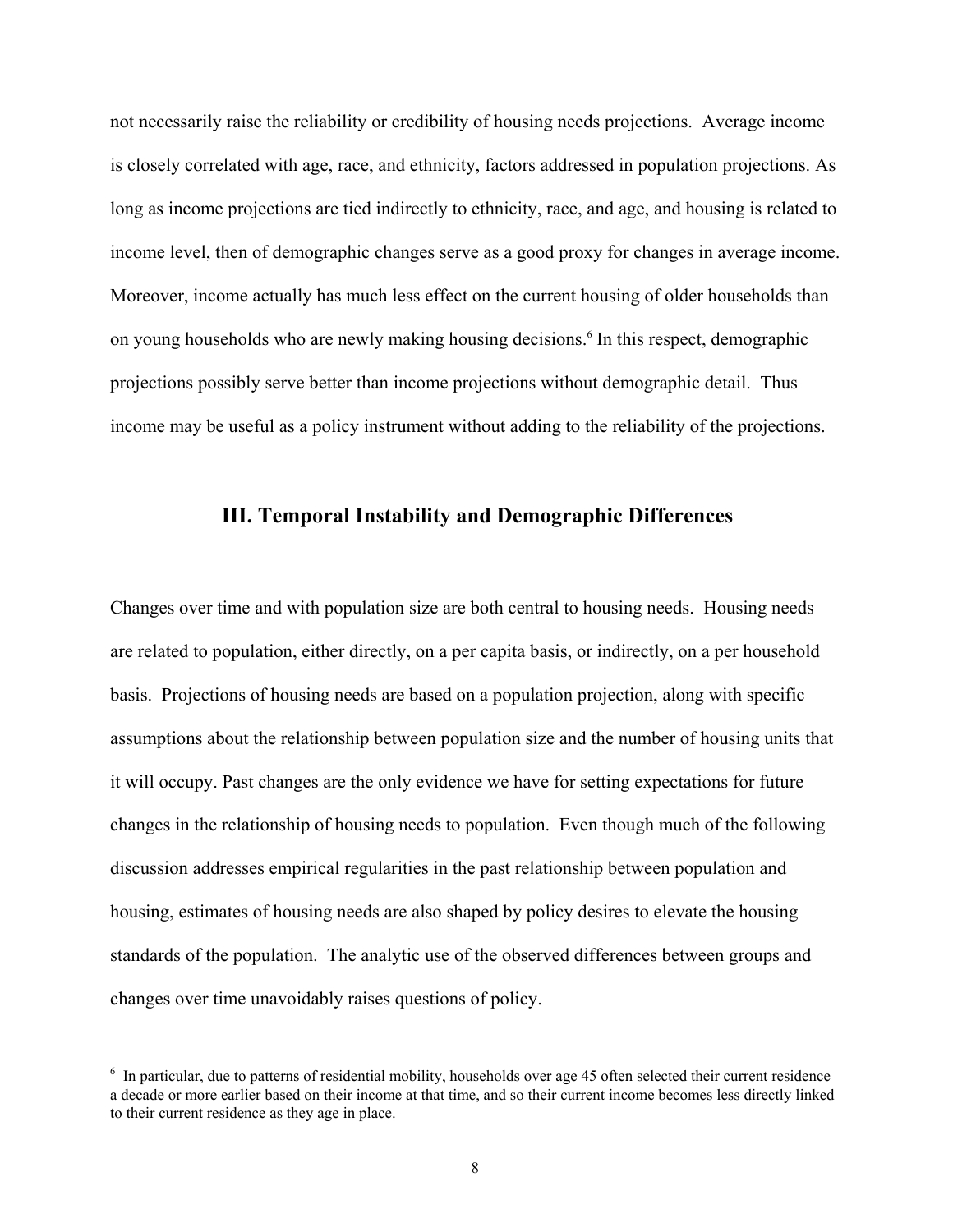not necessarily raise the reliability or credibility of housing needs projections. Average income is closely correlated with age, race, and ethnicity, factors addressed in population projections. As long as income projections are tied indirectly to ethnicity, race, and age, and housing is related to income level, then of demographic changes serve as a good proxy for changes in average income. Moreover, income actually has much less effect on the current housing of older households than on young households who are newly making housing decisions.[6] In this respect, demographic projections possibly serve better than income projections without demographic detail. Thus income may be useful as a policy instrument without adding to the reliability of the projections.

## III. Temporal Instability and Demographic Differences

Changes over time and with population size are both central to housing needs. Housing needs are related to population, either directly, on a per capita basis, or indirectly, on a per household basis. Projections of housing needs are based on a population projection, along with specific assumptions about the relationship between population size and the number of housing units that it will occupy. Past changes are the only evidence we have for setting expectations for future changes in the relationship of housing needs to population. Even though much of the following discussion addresses empirical regularities in the past relationship between population and housing, estimates of housing needs are also shaped by policy desires to elevate the housing standards of the population. The analytic use of the observed differences between groups and changes over time unavoidably raises questions of policy.

[6] In particular, due to patterns of residential mobility, households over age 45 often selected their current residence a decade or more earlier based on their income at that time, and so their current income becomes less directly linked to their current residence as they age in place.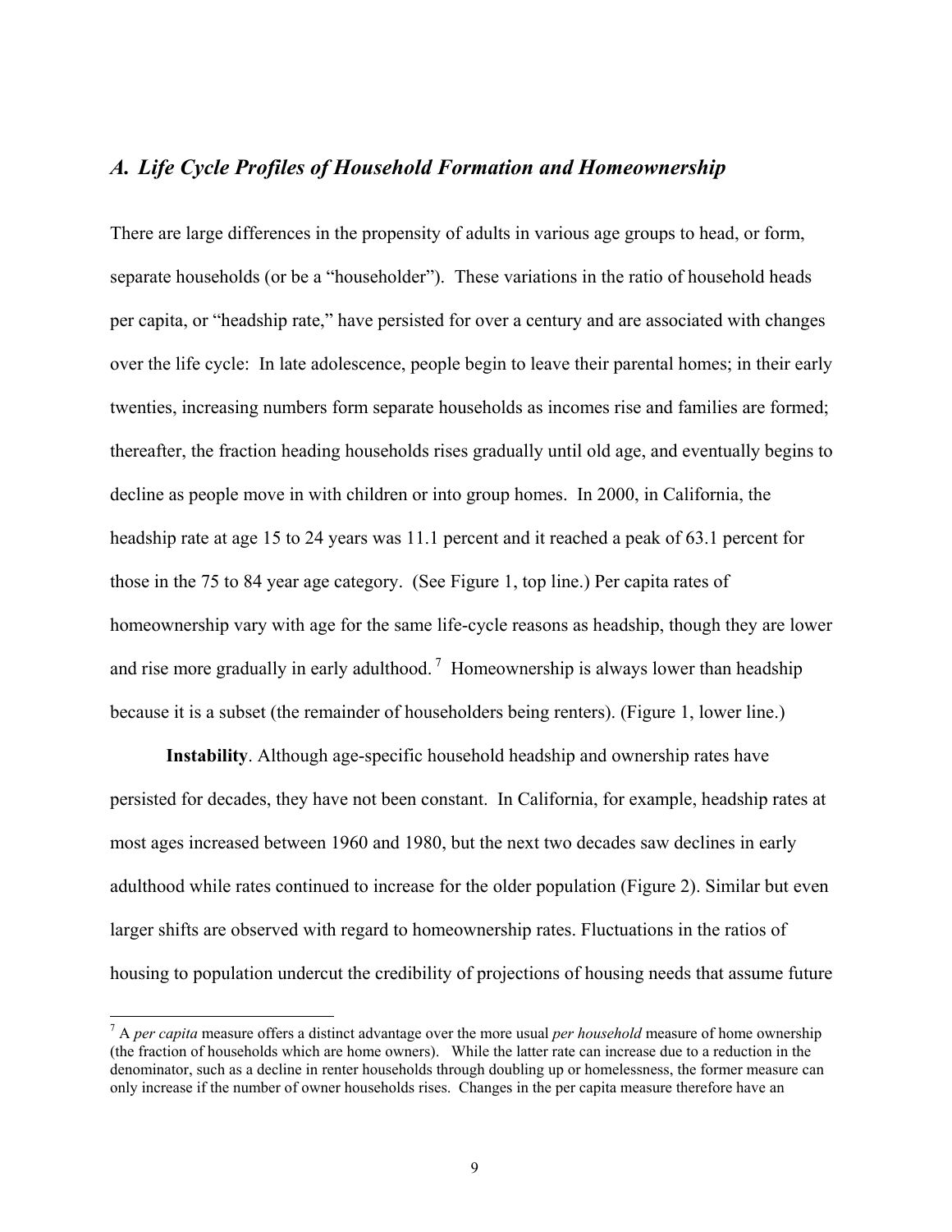## *A. Life Cycle Profiles of Household Formation and Homeownership*

There are large differences in the propensity of adults in various age groups to head, or form, separate households (or be a "householder"). These variations in the ratio of household heads per capita, or "headship rate," have persisted for over a century and are associated with changes over the life cycle: In late adolescence, people begin to leave their parental homes; in their early twenties, increasing numbers form separate households as incomes rise and families are formed; thereafter, the fraction heading households rises gradually until old age, and eventually begins to decline as people move in with children or into group homes. In 2000, in California, the headship rate at age 15 to 24 years was 11.1 percent and it reached a peak of 63.1 percent for those in the 75 to 84 year age category. (See Figure 1, top line.) Per capita rates of homeownership vary with age for the same life-cycle reasons as headship, though they are lower and rise more gradually in early adulthood.[7] Homeownership is always lower than headship because it is a subset (the remainder of householders being renters). (Figure 1, lower line.)

**Instability**. Although age-specific household headship and ownership rates have persisted for decades, they have not been constant. In California, for example, headship rates at most ages increased between 1960 and 1980, but the next two decades saw declines in early adulthood while rates continued to increase for the older population (Figure 2). Similar but even larger shifts are observed with regard to homeownership rates. Fluctuations in the ratios of housing to population undercut the credibility of projections of housing needs that assume future

[7] A *per capita* measure offers a distinct advantage over the more usual *per household* measure of home ownership (the fraction of households which are home owners). While the latter rate can increase due to a reduction in the denominator, such as a decline in renter households through doubling up or homelessness, the former measure can only increase if the number of owner households rises. Changes in the per capita measure therefore have an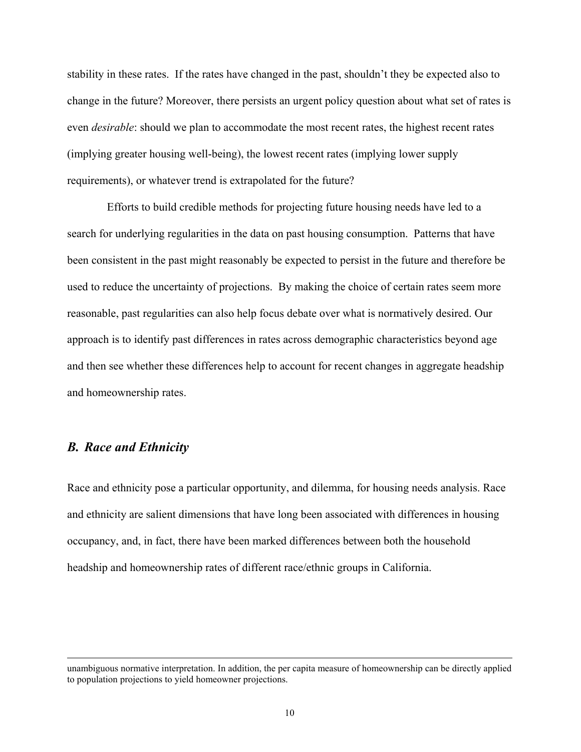stability in these rates. If the rates have changed in the past, shouldn't they be expected also to change in the future? Moreover, there persists an urgent policy question about what set of rates is even *desirable*: should we plan to accommodate the most recent rates, the highest recent rates (implying greater housing well-being), the lowest recent rates (implying lower supply requirements), or whatever trend is extrapolated for the future?

Efforts to build credible methods for projecting future housing needs have led to a search for underlying regularities in the data on past housing consumption. Patterns that have been consistent in the past might reasonably be expected to persist in the future and therefore be used to reduce the uncertainty of projections. By making the choice of certain rates seem more reasonable, past regularities can also help focus debate over what is normatively desired. Our approach is to identify past differences in rates across demographic characteristics beyond age and then see whether these differences help to account for recent changes in aggregate headship and homeownership rates.

## *B. Race and Ethnicity*

Race and ethnicity pose a particular opportunity, and dilemma, for housing needs analysis. Race and ethnicity are salient dimensions that have long been associated with differences in housing occupancy, and, in fact, there have been marked differences between both the household headship and homeownership rates of different race/ethnic groups in California.

---

unambiguous normative interpretation. In addition, the per capita measure of homeownership can be directly applied to population projections to yield homeowner projections.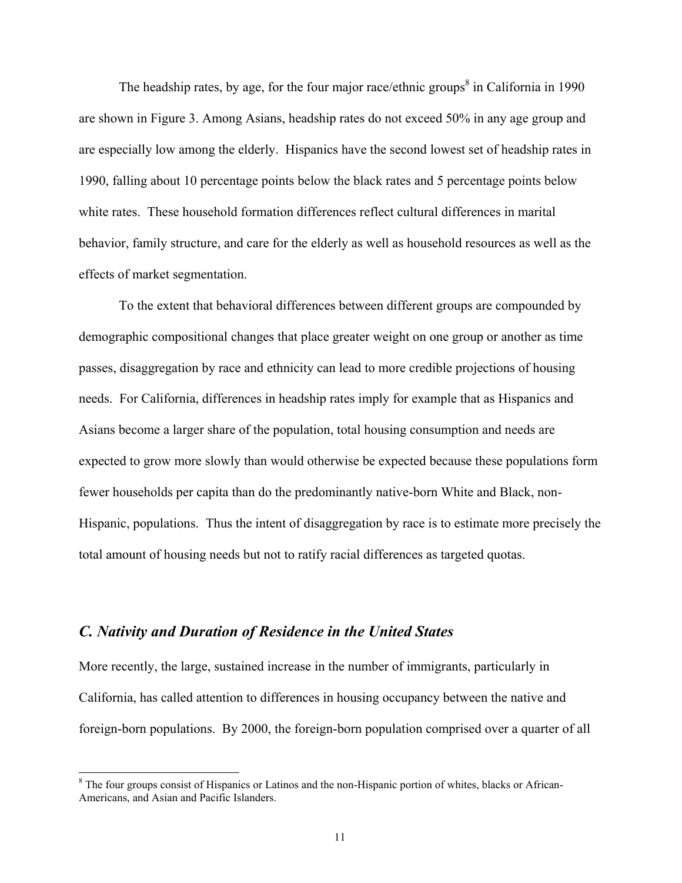The headship rates, by age, for the four major race/ethnic groups[8] in California in 1990 are shown in Figure 3. Among Asians, headship rates do not exceed 50% in any age group and are especially low among the elderly. Hispanics have the second lowest set of headship rates in 1990, falling about 10 percentage points below the black rates and 5 percentage points below white rates. These household formation differences reflect cultural differences in marital behavior, family structure, and care for the elderly as well as household resources as well as the effects of market segmentation.

To the extent that behavioral differences between different groups are compounded by demographic compositional changes that place greater weight on one group or another as time passes, disaggregation by race and ethnicity can lead to more credible projections of housing needs. For California, differences in headship rates imply for example that as Hispanics and Asians become a larger share of the population, total housing consumption and needs are expected to grow more slowly than would otherwise be expected because these populations form fewer households per capita than do the predominantly native-born White and Black, non-Hispanic, populations. Thus the intent of disaggregation by race is to estimate more precisely the total amount of housing needs but not to ratify racial differences as targeted quotas.

### *C. Nativity and Duration of Residence in the United States*

More recently, the large, sustained increase in the number of immigrants, particularly in California, has called attention to differences in housing occupancy between the native and foreign-born populations. By 2000, the foreign-born population comprised over a quarter of all

[8] The four groups consist of Hispanics or Latinos and the non-Hispanic portion of whites, blacks or African-Americans, and Asian and Pacific Islanders.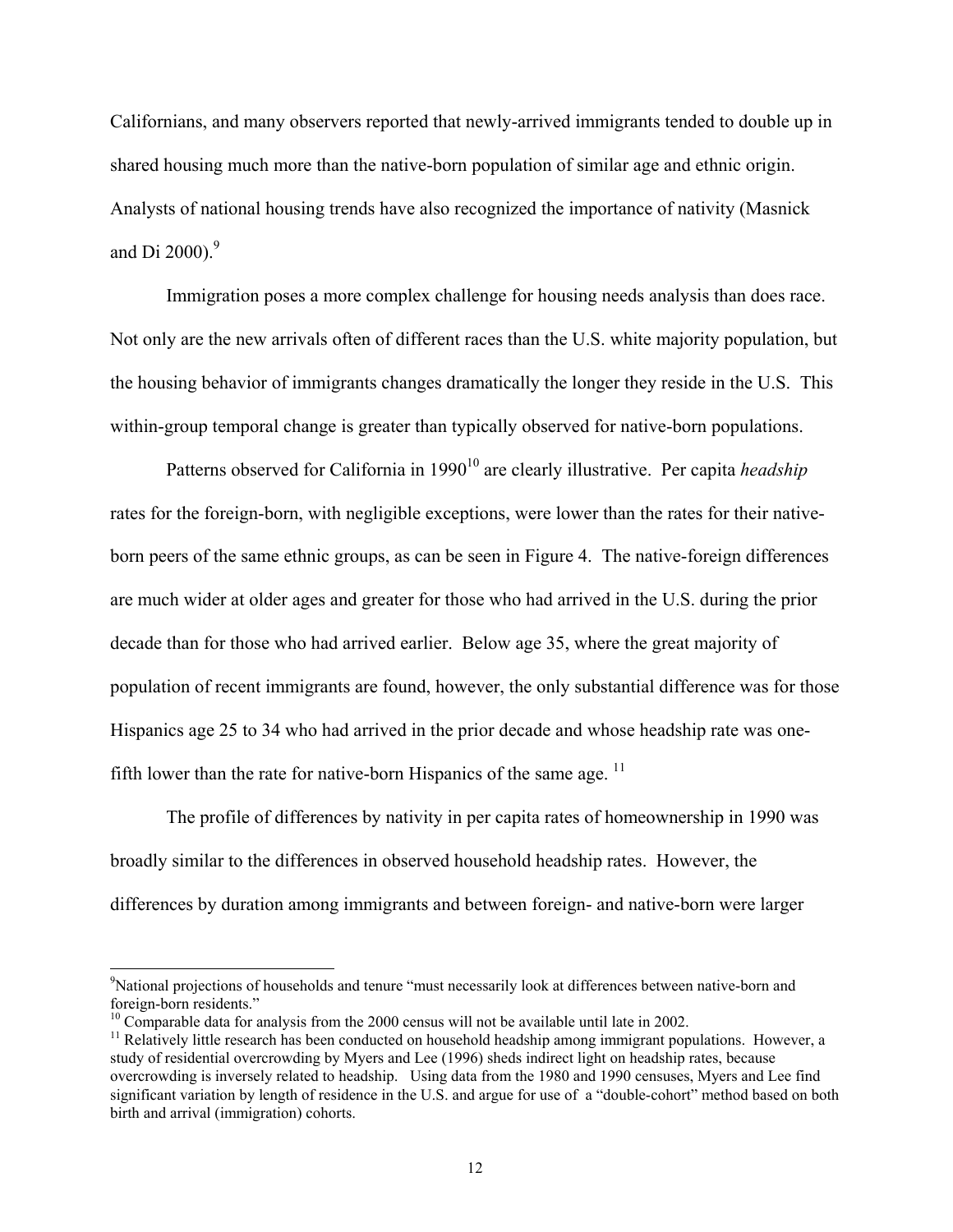Californians, and many observers reported that newly-arrived immigrants tended to double up in shared housing much more than the native-born population of similar age and ethnic origin. Analysts of national housing trends have also recognized the importance of nativity (Masnick and Di 2000).[9]

Immigration poses a more complex challenge for housing needs analysis than does race. Not only are the new arrivals often of different races than the U.S. white majority population, but the housing behavior of immigrants changes dramatically the longer they reside in the U.S. This within-group temporal change is greater than typically observed for native-born populations.

Patterns observed for California in 1990[10] are clearly illustrative. Per capita *headship* rates for the foreign-born, with negligible exceptions, were lower than the rates for their native-born peers of the same ethnic groups, as can be seen in Figure 4. The native-foreign differences are much wider at older ages and greater for those who had arrived in the U.S. during the prior decade than for those who had arrived earlier. Below age 35, where the great majority of population of recent immigrants are found, however, the only substantial difference was for those Hispanics age 25 to 34 who had arrived in the prior decade and whose headship rate was one-fifth lower than the rate for native-born Hispanics of the same age. [11]

The profile of differences by nativity in per capita rates of homeownership in 1990 was broadly similar to the differences in observed household headship rates. However, the differences by duration among immigrants and between foreign- and native-born were larger

---

[9] National projections of households and tenure "must necessarily look at differences between native-born and foreign-born residents."

[10] Comparable data for analysis from the 2000 census will not be available until late in 2002.

[11] Relatively little research has been conducted on household headship among immigrant populations. However, a study of residential overcrowding by Myers and Lee (1996) sheds indirect light on headship rates, because overcrowding is inversely related to headship. Using data from the 1980 and 1990 censuses, Myers and Lee find significant variation by length of residence in the U.S. and argue for use of a "double-cohort" method based on both birth and arrival (immigration) cohorts.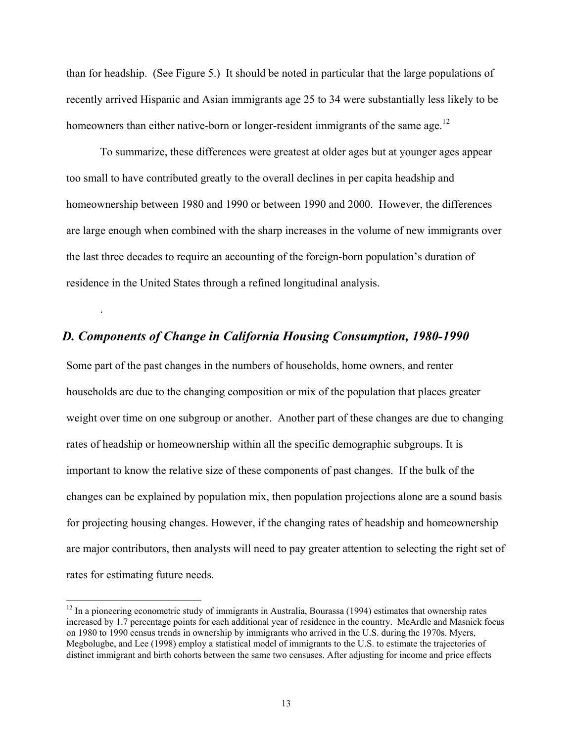than for headship. (See Figure 5.) It should be noted in particular that the large populations of recently arrived Hispanic and Asian immigrants age 25 to 34 were substantially less likely to be homeowners than either native-born or longer-resident immigrants of the same age.[12]

To summarize, these differences were greatest at older ages but at younger ages appear too small to have contributed greatly to the overall declines in per capita headship and homeownership between 1980 and 1990 or between 1990 and 2000. However, the differences are large enough when combined with the sharp increases in the volume of new immigrants over the last three decades to require an accounting of the foreign-born population's duration of residence in the United States through a refined longitudinal analysis.

.

## *D. Components of Change in California Housing Consumption, 1980-1990*

Some part of the past changes in the numbers of households, home owners, and renter households are due to the changing composition or mix of the population that places greater weight over time on one subgroup or another. Another part of these changes are due to changing rates of headship or homeownership within all the specific demographic subgroups. It is important to know the relative size of these components of past changes. If the bulk of the changes can be explained by population mix, then population projections alone are a sound basis for projecting housing changes. However, if the changing rates of headship and homeownership are major contributors, then analysts will need to pay greater attention to selecting the right set of rates for estimating future needs.

---

[12] In a pioneering econometric study of immigrants in Australia, Bourassa (1994) estimates that ownership rates increased by 1.7 percentage points for each additional year of residence in the country. McArdle and Masnick focus on 1980 to 1990 census trends in ownership by immigrants who arrived in the U.S. during the 1970s. Myers, Megbolugbe, and Lee (1998) employ a statistical model of immigrants to the U.S. to estimate the trajectories of distinct immigrant and birth cohorts between the same two censuses. After adjusting for income and price effects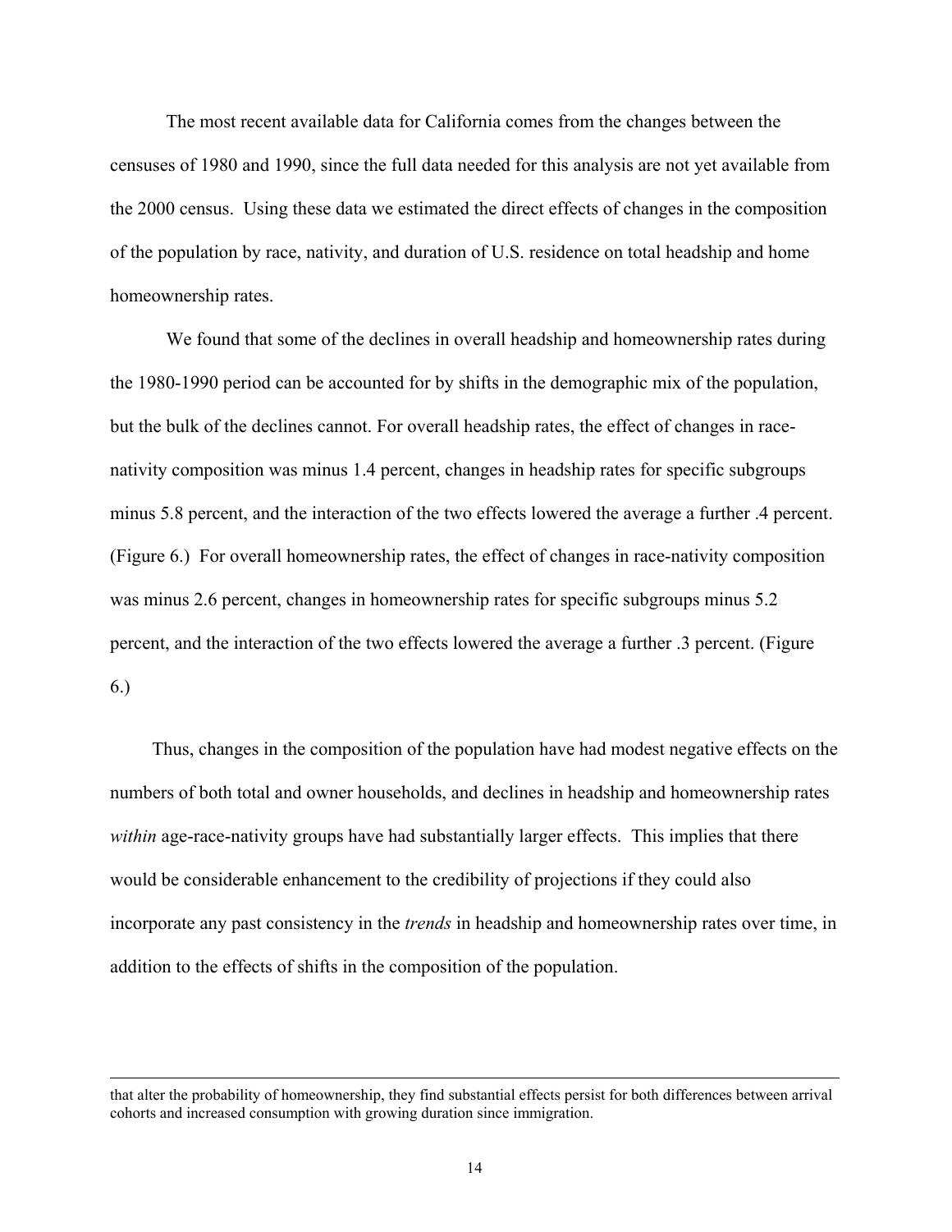The most recent available data for California comes from the changes between the censuses of 1980 and 1990, since the full data needed for this analysis are not yet available from the 2000 census. Using these data we estimated the direct effects of changes in the composition of the population by race, nativity, and duration of U.S. residence on total headship and home homeownership rates.

We found that some of the declines in overall headship and homeownership rates during the 1980-1990 period can be accounted for by shifts in the demographic mix of the population, but the bulk of the declines cannot. For overall headship rates, the effect of changes in race-nativity composition was minus 1.4 percent, changes in headship rates for specific subgroups minus 5.8 percent, and the interaction of the two effects lowered the average a further .4 percent. (Figure 6.) For overall homeownership rates, the effect of changes in race-nativity composition was minus 2.6 percent, changes in homeownership rates for specific subgroups minus 5.2 percent, and the interaction of the two effects lowered the average a further .3 percent. (Figure 6.)

Thus, changes in the composition of the population have had modest negative effects on the numbers of both total and owner households, and declines in headship and homeownership rates *within* age-race-nativity groups have had substantially larger effects. This implies that there would be considerable enhancement to the credibility of projections if they could also incorporate any past consistency in the *trends* in headship and homeownership rates over time, in addition to the effects of shifts in the composition of the population.

---

that alter the probability of homeownership, they find substantial effects persist for both differences between arrival cohorts and increased consumption with growing duration since immigration.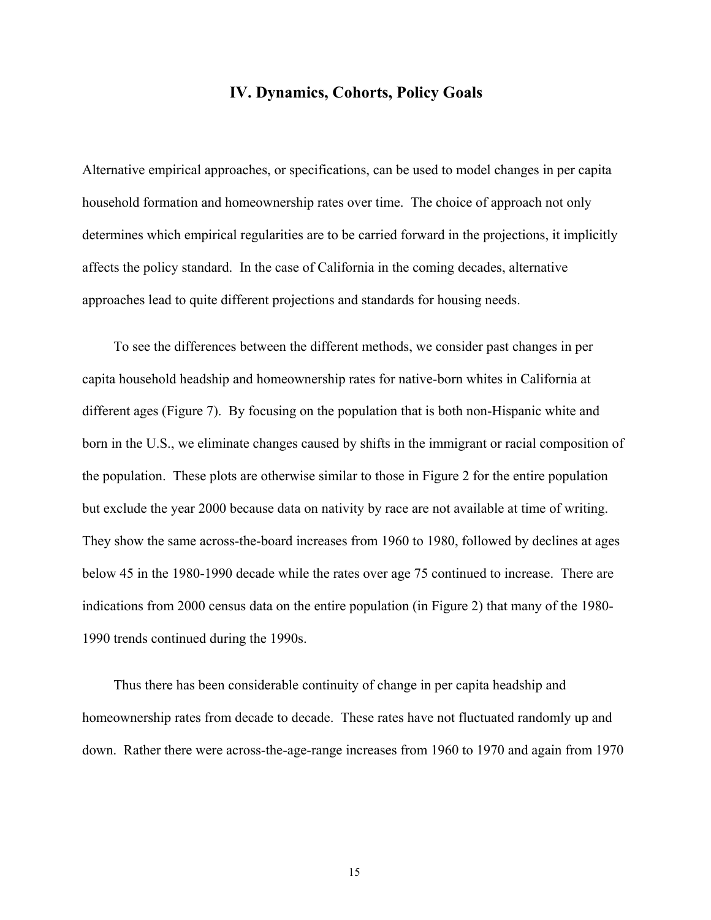## IV. Dynamics, Cohorts, Policy Goals

Alternative empirical approaches, or specifications, can be used to model changes in per capita household formation and homeownership rates over time. The choice of approach not only determines which empirical regularities are to be carried forward in the projections, it implicitly affects the policy standard. In the case of California in the coming decades, alternative approaches lead to quite different projections and standards for housing needs.

To see the differences between the different methods, we consider past changes in per capita household headship and homeownership rates for native-born whites in California at different ages (Figure 7). By focusing on the population that is both non-Hispanic white and born in the U.S., we eliminate changes caused by shifts in the immigrant or racial composition of the population. These plots are otherwise similar to those in Figure 2 for the entire population but exclude the year 2000 because data on nativity by race are not available at time of writing. They show the same across-the-board increases from 1960 to 1980, followed by declines at ages below 45 in the 1980-1990 decade while the rates over age 75 continued to increase. There are indications from 2000 census data on the entire population (in Figure 2) that many of the 1980-1990 trends continued during the 1990s.

Thus there has been considerable continuity of change in per capita headship and homeownership rates from decade to decade. These rates have not fluctuated randomly up and down. Rather there were across-the-age-range increases from 1960 to 1970 and again from 1970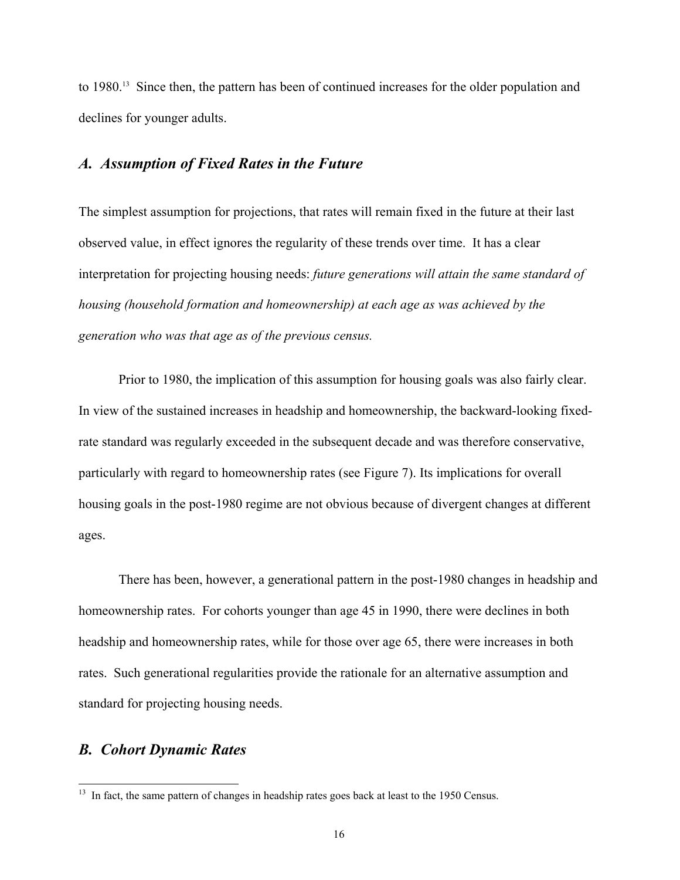to 1980.[13] Since then, the pattern has been of continued increases for the older population and declines for younger adults.

## *A. Assumption of Fixed Rates in the Future*

The simplest assumption for projections, that rates will remain fixed in the future at their last observed value, in effect ignores the regularity of these trends over time. It has a clear interpretation for projecting housing needs: *future generations will attain the same standard of housing (household formation and homeownership) at each age as was achieved by the generation who was that age as of the previous census.*

Prior to 1980, the implication of this assumption for housing goals was also fairly clear. In view of the sustained increases in headship and homeownership, the backward-looking fixed-rate standard was regularly exceeded in the subsequent decade and was therefore conservative, particularly with regard to homeownership rates (see Figure 7). Its implications for overall housing goals in the post-1980 regime are not obvious because of divergent changes at different ages.

There has been, however, a generational pattern in the post-1980 changes in headship and homeownership rates. For cohorts younger than age 45 in 1990, there were declines in both headship and homeownership rates, while for those over age 65, there were increases in both rates. Such generational regularities provide the rationale for an alternative assumption and standard for projecting housing needs.

## *B. Cohort Dynamic Rates*

[13] In fact, the same pattern of changes in headship rates goes back at least to the 1950 Census.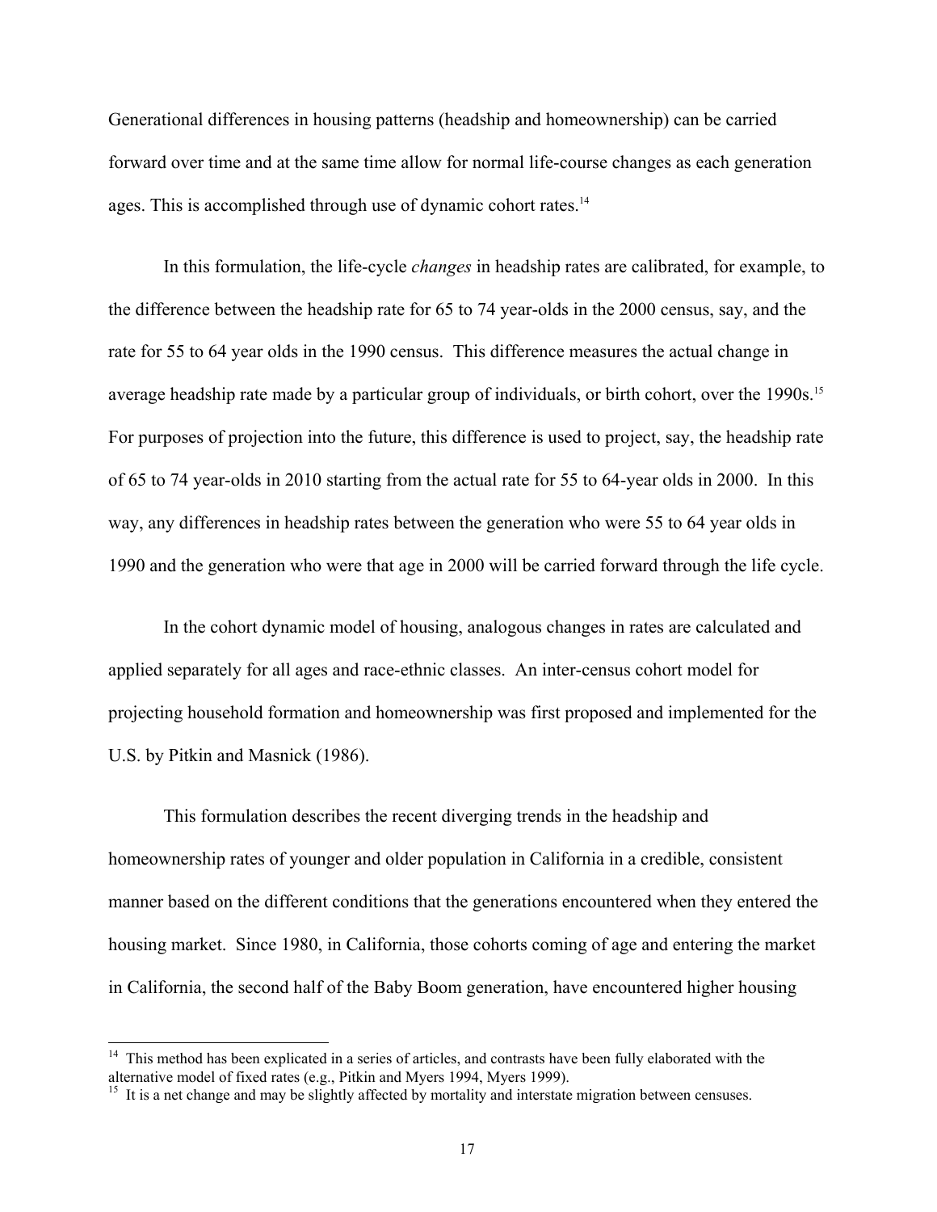Generational differences in housing patterns (headship and homeownership) can be carried forward over time and at the same time allow for normal life-course changes as each generation ages. This is accomplished through use of dynamic cohort rates.[14]

In this formulation, the life-cycle *changes* in headship rates are calibrated, for example, to the difference between the headship rate for 65 to 74 year-olds in the 2000 census, say, and the rate for 55 to 64 year olds in the 1990 census. This difference measures the actual change in average headship rate made by a particular group of individuals, or birth cohort, over the 1990s.[15] For purposes of projection into the future, this difference is used to project, say, the headship rate of 65 to 74 year-olds in 2010 starting from the actual rate for 55 to 64-year olds in 2000. In this way, any differences in headship rates between the generation who were 55 to 64 year olds in 1990 and the generation who were that age in 2000 will be carried forward through the life cycle.

In the cohort dynamic model of housing, analogous changes in rates are calculated and applied separately for all ages and race-ethnic classes. An inter-census cohort model for projecting household formation and homeownership was first proposed and implemented for the U.S. by Pitkin and Masnick (1986).

This formulation describes the recent diverging trends in the headship and homeownership rates of younger and older population in California in a credible, consistent manner based on the different conditions that the generations encountered when they entered the housing market. Since 1980, in California, those cohorts coming of age and entering the market in California, the second half of the Baby Boom generation, have encountered higher housing

[14] This method has been explicated in a series of articles, and contrasts have been fully elaborated with the alternative model of fixed rates (e.g., Pitkin and Myers 1994, Myers 1999).

[15] It is a net change and may be slightly affected by mortality and interstate migration between censuses.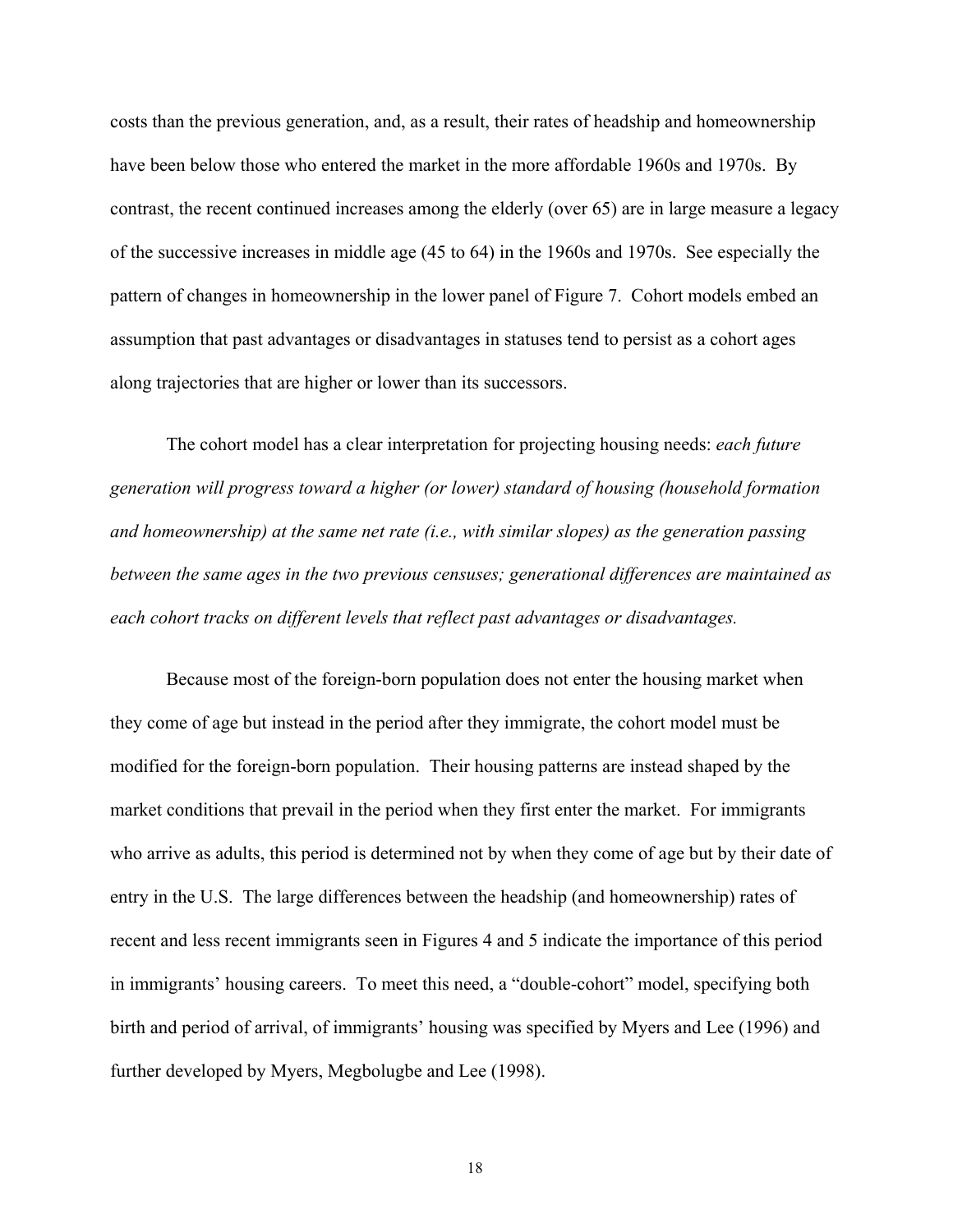costs than the previous generation, and, as a result, their rates of headship and homeownership have been below those who entered the market in the more affordable 1960s and 1970s. By contrast, the recent continued increases among the elderly (over 65) are in large measure a legacy of the successive increases in middle age (45 to 64) in the 1960s and 1970s. See especially the pattern of changes in homeownership in the lower panel of Figure 7. Cohort models embed an assumption that past advantages or disadvantages in statuses tend to persist as a cohort ages along trajectories that are higher or lower than its successors.

The cohort model has a clear interpretation for projecting housing needs: *each future generation will progress toward a higher (or lower) standard of housing (household formation and homeownership) at the same net rate (i.e., with similar slopes) as the generation passing between the same ages in the two previous censuses; generational differences are maintained as each cohort tracks on different levels that reflect past advantages or disadvantages.*

Because most of the foreign-born population does not enter the housing market when they come of age but instead in the period after they immigrate, the cohort model must be modified for the foreign-born population. Their housing patterns are instead shaped by the market conditions that prevail in the period when they first enter the market. For immigrants who arrive as adults, this period is determined not by when they come of age but by their date of entry in the U.S. The large differences between the headship (and homeownership) rates of recent and less recent immigrants seen in Figures 4 and 5 indicate the importance of this period in immigrants' housing careers. To meet this need, a "double-cohort" model, specifying both birth and period of arrival, of immigrants' housing was specified by Myers and Lee (1996) and further developed by Myers, Megbolugbe and Lee (1998).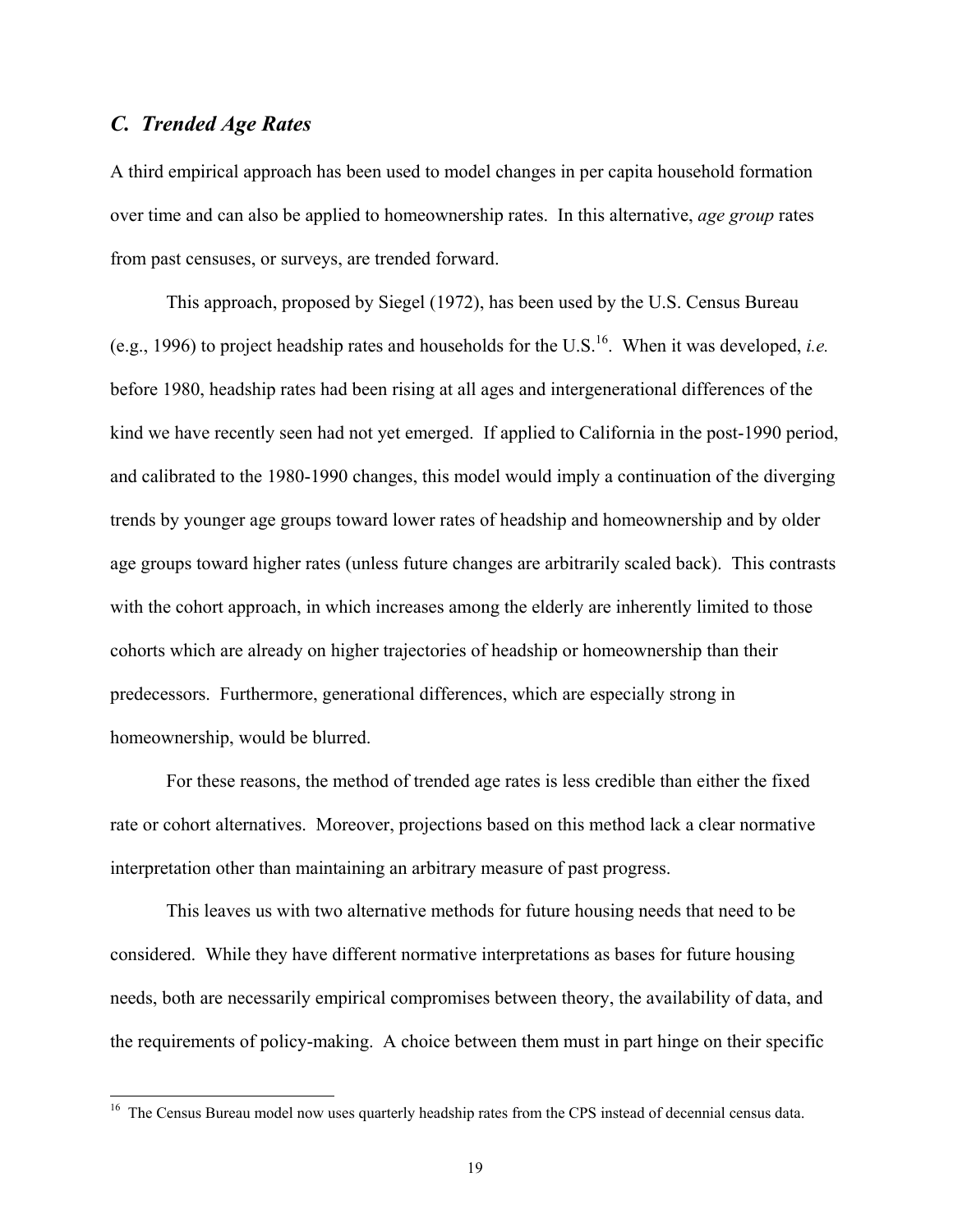### *C. Trended Age Rates*

A third empirical approach has been used to model changes in per capita household formation over time and can also be applied to homeownership rates. In this alternative, *age group* rates from past censuses, or surveys, are trended forward.

This approach, proposed by Siegel (1972), has been used by the U.S. Census Bureau (e.g., 1996) to project headship rates and households for the U.S.[16]. When it was developed, *i.e.* before 1980, headship rates had been rising at all ages and intergenerational differences of the kind we have recently seen had not yet emerged. If applied to California in the post-1990 period, and calibrated to the 1980-1990 changes, this model would imply a continuation of the diverging trends by younger age groups toward lower rates of headship and homeownership and by older age groups toward higher rates (unless future changes are arbitrarily scaled back). This contrasts with the cohort approach, in which increases among the elderly are inherently limited to those cohorts which are already on higher trajectories of headship or homeownership than their predecessors. Furthermore, generational differences, which are especially strong in homeownership, would be blurred.

For these reasons, the method of trended age rates is less credible than either the fixed rate or cohort alternatives. Moreover, projections based on this method lack a clear normative interpretation other than maintaining an arbitrary measure of past progress.

This leaves us with two alternative methods for future housing needs that need to be considered. While they have different normative interpretations as bases for future housing needs, both are necessarily empirical compromises between theory, the availability of data, and the requirements of policy-making. A choice between them must in part hinge on their specific

[16] The Census Bureau model now uses quarterly headship rates from the CPS instead of decennial census data.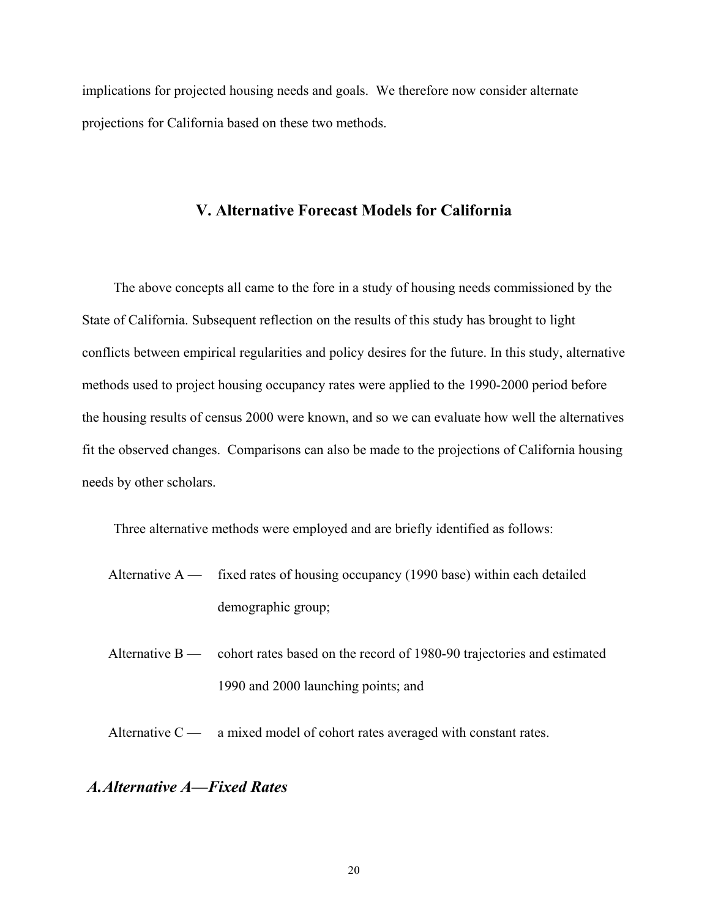implications for projected housing needs and goals. We therefore now consider alternate projections for California based on these two methods.

## V. Alternative Forecast Models for California

The above concepts all came to the fore in a study of housing needs commissioned by the State of California. Subsequent reflection on the results of this study has brought to light conflicts between empirical regularities and policy desires for the future. In this study, alternative methods used to project housing occupancy rates were applied to the 1990-2000 period before the housing results of census 2000 were known, and so we can evaluate how well the alternatives fit the observed changes. Comparisons can also be made to the projections of California housing needs by other scholars.

Three alternative methods were employed and are briefly identified as follows:

- Alternative A — fixed rates of housing occupancy (1990 base) within each detailed demographic group;
- Alternative B — cohort rates based on the record of 1980-90 trajectories and estimated 1990 and 2000 launching points; and
- Alternative C — a mixed model of cohort rates averaged with constant rates.

### *A. Alternative A—Fixed Rates*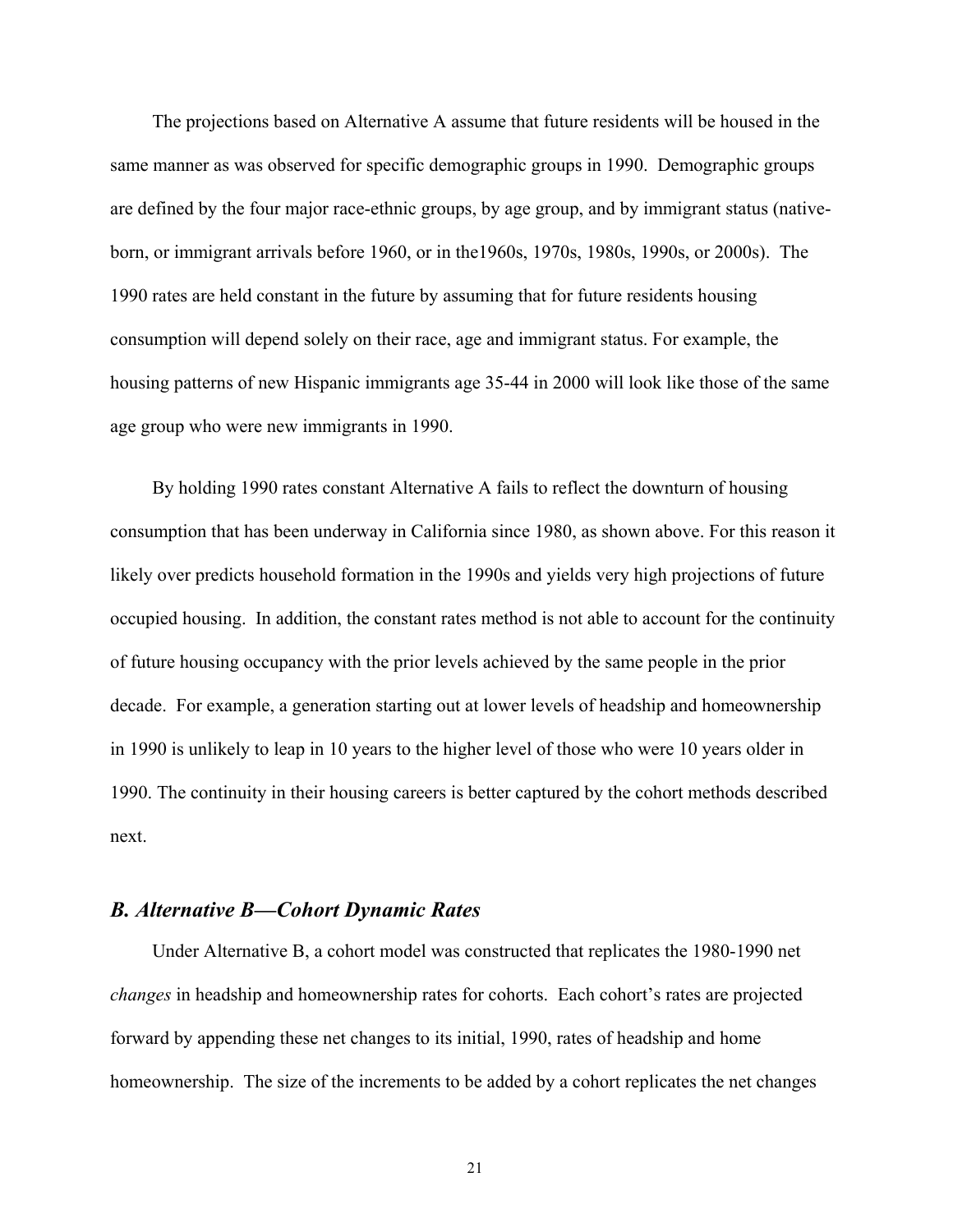The projections based on Alternative A assume that future residents will be housed in the same manner as was observed for specific demographic groups in 1990. Demographic groups are defined by the four major race-ethnic groups, by age group, and by immigrant status (native-born, or immigrant arrivals before 1960, or in the1960s, 1970s, 1980s, 1990s, or 2000s). The 1990 rates are held constant in the future by assuming that for future residents housing consumption will depend solely on their race, age and immigrant status. For example, the housing patterns of new Hispanic immigrants age 35-44 in 2000 will look like those of the same age group who were new immigrants in 1990.

By holding 1990 rates constant Alternative A fails to reflect the downturn of housing consumption that has been underway in California since 1980, as shown above. For this reason it likely over predicts household formation in the 1990s and yields very high projections of future occupied housing. In addition, the constant rates method is not able to account for the continuity of future housing occupancy with the prior levels achieved by the same people in the prior decade. For example, a generation starting out at lower levels of headship and homeownership in 1990 is unlikely to leap in 10 years to the higher level of those who were 10 years older in 1990. The continuity in their housing careers is better captured by the cohort methods described next.

### *B. Alternative B—Cohort Dynamic Rates*

Under Alternative B, a cohort model was constructed that replicates the 1980-1990 net *changes* in headship and homeownership rates for cohorts. Each cohort's rates are projected forward by appending these net changes to its initial, 1990, rates of headship and home homeownership. The size of the increments to be added by a cohort replicates the net changes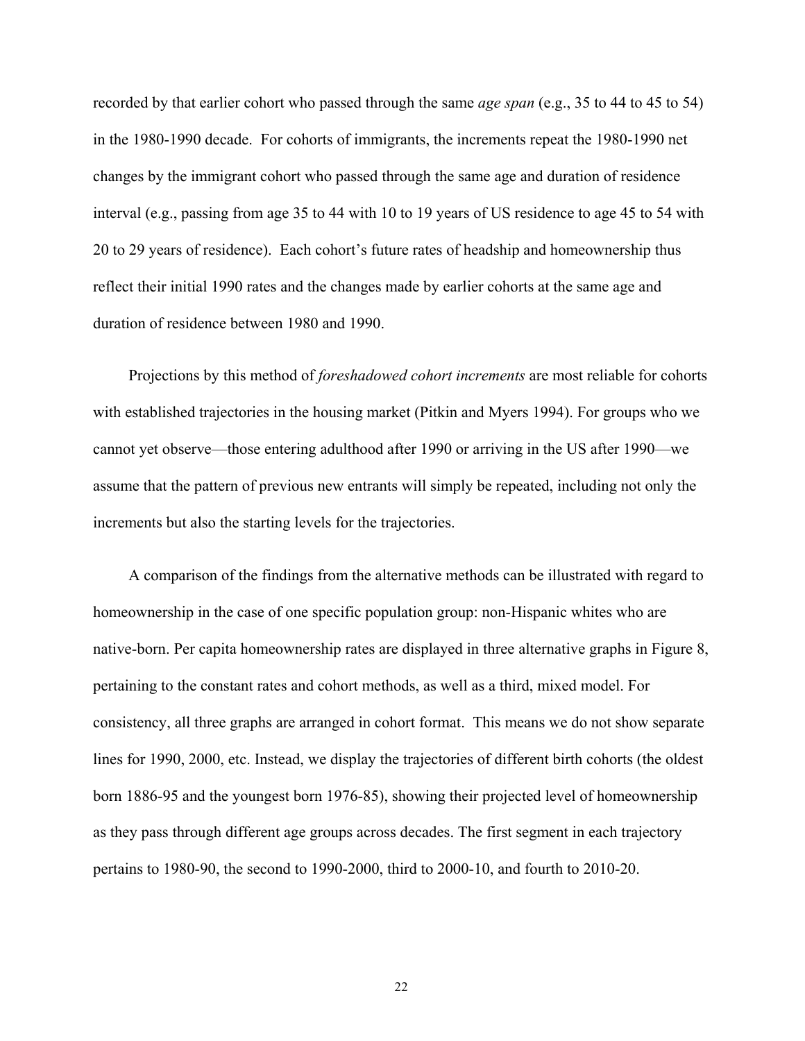recorded by that earlier cohort who passed through the same *age span* (e.g., 35 to 44 to 45 to 54) in the 1980-1990 decade. For cohorts of immigrants, the increments repeat the 1980-1990 net changes by the immigrant cohort who passed through the same age and duration of residence interval (e.g., passing from age 35 to 44 with 10 to 19 years of US residence to age 45 to 54 with 20 to 29 years of residence). Each cohort's future rates of headship and homeownership thus reflect their initial 1990 rates and the changes made by earlier cohorts at the same age and duration of residence between 1980 and 1990.

Projections by this method of *foreshadowed cohort increments* are most reliable for cohorts with established trajectories in the housing market (Pitkin and Myers 1994). For groups who we cannot yet observe—those entering adulthood after 1990 or arriving in the US after 1990—we assume that the pattern of previous new entrants will simply be repeated, including not only the increments but also the starting levels for the trajectories.

A comparison of the findings from the alternative methods can be illustrated with regard to homeownership in the case of one specific population group: non-Hispanic whites who are native-born. Per capita homeownership rates are displayed in three alternative graphs in Figure 8, pertaining to the constant rates and cohort methods, as well as a third, mixed model. For consistency, all three graphs are arranged in cohort format. This means we do not show separate lines for 1990, 2000, etc. Instead, we display the trajectories of different birth cohorts (the oldest born 1886-95 and the youngest born 1976-85), showing their projected level of homeownership as they pass through different age groups across decades. The first segment in each trajectory pertains to 1980-90, the second to 1990-2000, third to 2000-10, and fourth to 2010-20.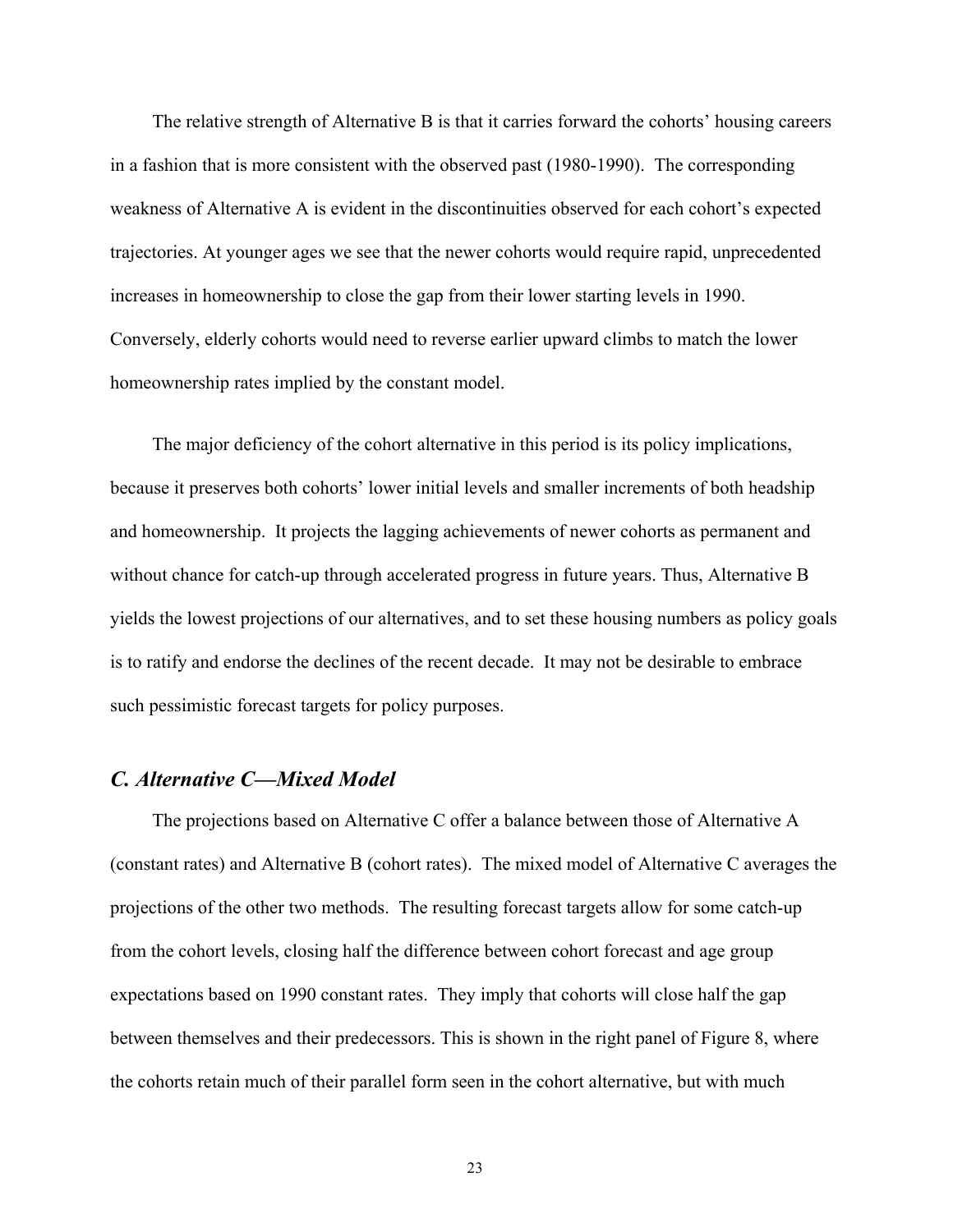The relative strength of Alternative B is that it carries forward the cohorts' housing careers in a fashion that is more consistent with the observed past (1980-1990). The corresponding weakness of Alternative A is evident in the discontinuities observed for each cohort's expected trajectories. At younger ages we see that the newer cohorts would require rapid, unprecedented increases in homeownership to close the gap from their lower starting levels in 1990. Conversely, elderly cohorts would need to reverse earlier upward climbs to match the lower homeownership rates implied by the constant model.

The major deficiency of the cohort alternative in this period is its policy implications, because it preserves both cohorts' lower initial levels and smaller increments of both headship and homeownership. It projects the lagging achievements of newer cohorts as permanent and without chance for catch-up through accelerated progress in future years. Thus, Alternative B yields the lowest projections of our alternatives, and to set these housing numbers as policy goals is to ratify and endorse the declines of the recent decade. It may not be desirable to embrace such pessimistic forecast targets for policy purposes.

### *C. Alternative C—Mixed Model*

The projections based on Alternative C offer a balance between those of Alternative A (constant rates) and Alternative B (cohort rates). The mixed model of Alternative C averages the projections of the other two methods. The resulting forecast targets allow for some catch-up from the cohort levels, closing half the difference between cohort forecast and age group expectations based on 1990 constant rates. They imply that cohorts will close half the gap between themselves and their predecessors. This is shown in the right panel of Figure 8, where the cohorts retain much of their parallel form seen in the cohort alternative, but with much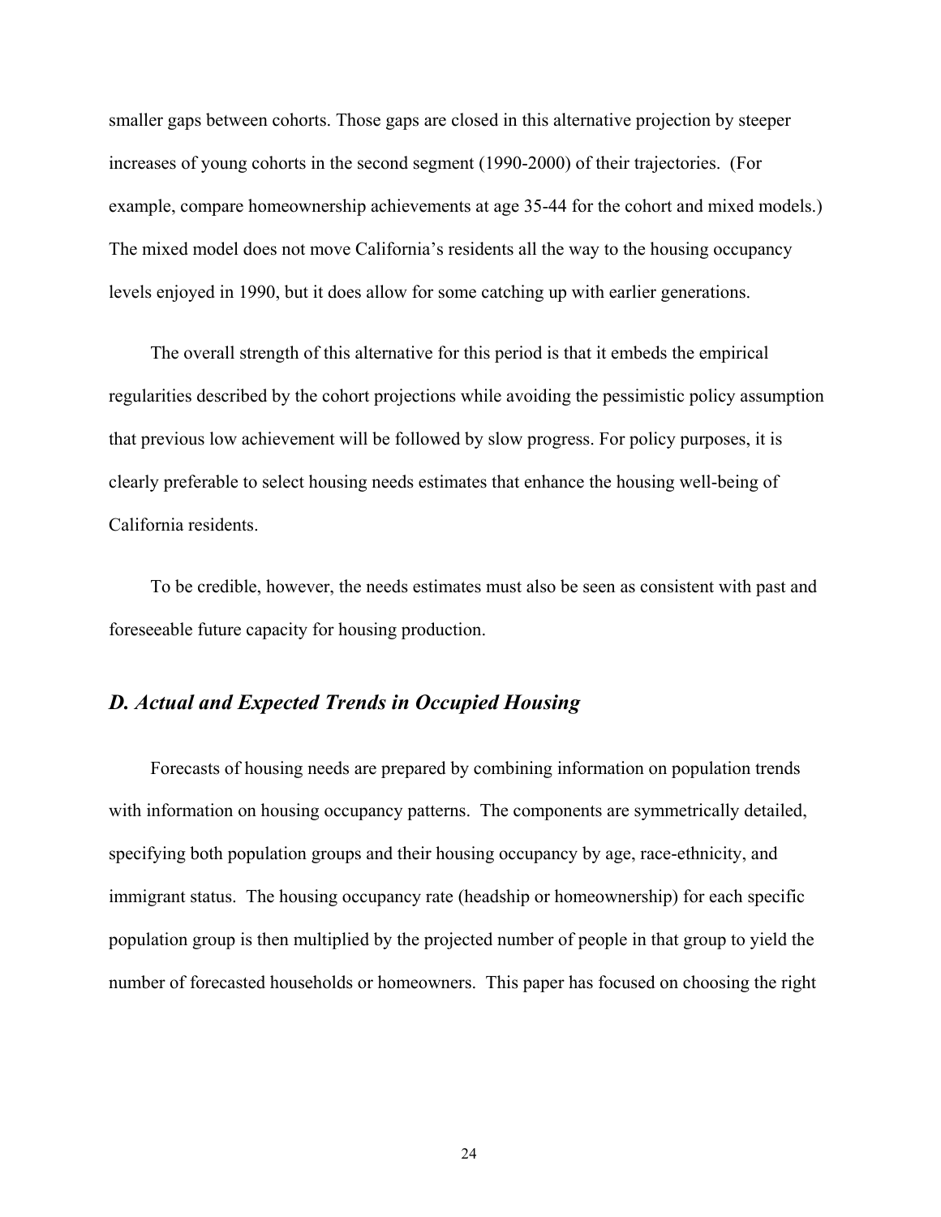smaller gaps between cohorts. Those gaps are closed in this alternative projection by steeper increases of young cohorts in the second segment (1990-2000) of their trajectories. (For example, compare homeownership achievements at age 35-44 for the cohort and mixed models.) The mixed model does not move California's residents all the way to the housing occupancy levels enjoyed in 1990, but it does allow for some catching up with earlier generations.

The overall strength of this alternative for this period is that it embeds the empirical regularities described by the cohort projections while avoiding the pessimistic policy assumption that previous low achievement will be followed by slow progress. For policy purposes, it is clearly preferable to select housing needs estimates that enhance the housing well-being of California residents.

To be credible, however, the needs estimates must also be seen as consistent with past and foreseeable future capacity for housing production.

### *D. Actual and Expected Trends in Occupied Housing*

Forecasts of housing needs are prepared by combining information on population trends with information on housing occupancy patterns. The components are symmetrically detailed, specifying both population groups and their housing occupancy by age, race-ethnicity, and immigrant status. The housing occupancy rate (headship or homeownership) for each specific population group is then multiplied by the projected number of people in that group to yield the number of forecasted households or homeowners. This paper has focused on choosing the right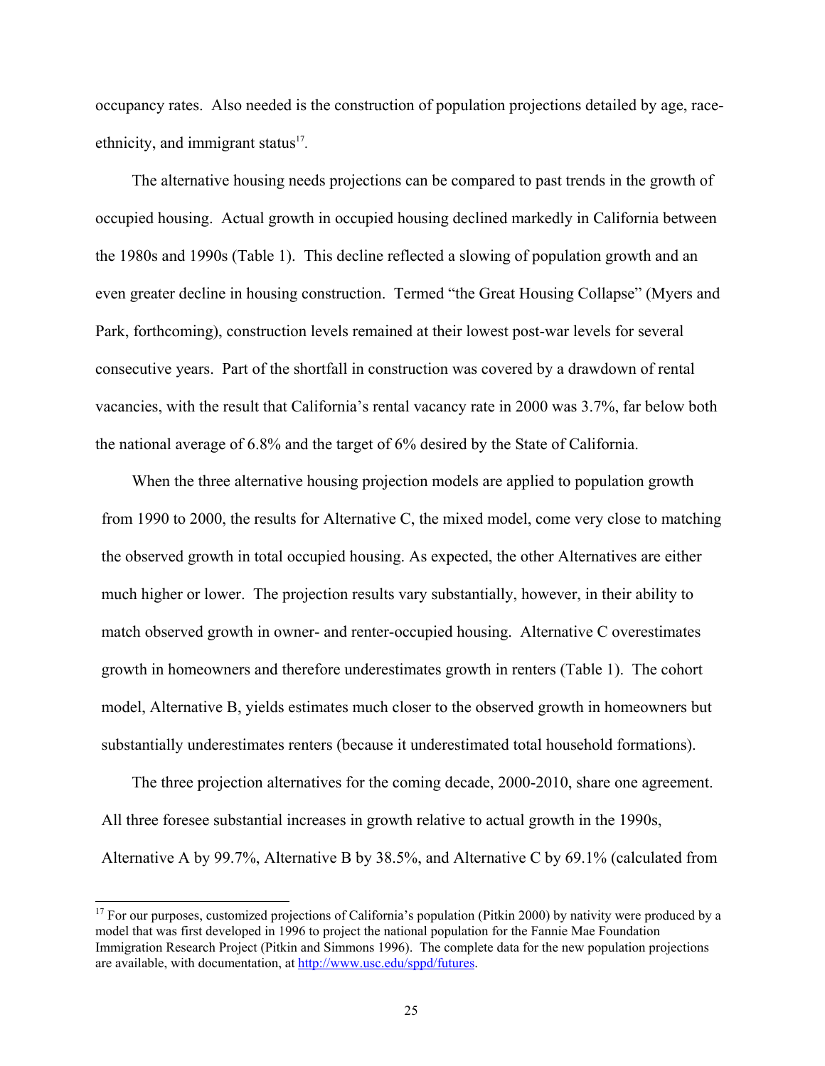occupancy rates. Also needed is the construction of population projections detailed by age, race-ethnicity, and immigrant status[17].

The alternative housing needs projections can be compared to past trends in the growth of occupied housing. Actual growth in occupied housing declined markedly in California between the 1980s and 1990s (Table 1). This decline reflected a slowing of population growth and an even greater decline in housing construction. Termed "the Great Housing Collapse" (Myers and Park, forthcoming), construction levels remained at their lowest post-war levels for several consecutive years. Part of the shortfall in construction was covered by a drawdown of rental vacancies, with the result that California's rental vacancy rate in 2000 was 3.7%, far below both the national average of 6.8% and the target of 6% desired by the State of California.

When the three alternative housing projection models are applied to population growth from 1990 to 2000, the results for Alternative C, the mixed model, come very close to matching the observed growth in total occupied housing. As expected, the other Alternatives are either much higher or lower. The projection results vary substantially, however, in their ability to match observed growth in owner- and renter-occupied housing. Alternative C overestimates growth in homeowners and therefore underestimates growth in renters (Table 1). The cohort model, Alternative B, yields estimates much closer to the observed growth in homeowners but substantially underestimates renters (because it underestimated total household formations).

The three projection alternatives for the coming decade, 2000-2010, share one agreement. All three foresee substantial increases in growth relative to actual growth in the 1990s, Alternative A by 99.7%, Alternative B by 38.5%, and Alternative C by 69.1% (calculated from

---

[17] For our purposes, customized projections of California's population (Pitkin 2000) by nativity were produced by a model that was first developed in 1996 to project the national population for the Fannie Mae Foundation Immigration Research Project (Pitkin and Simmons 1996). The complete data for the new population projections are available, with documentation, at http://www.usc.edu/sppd/futures.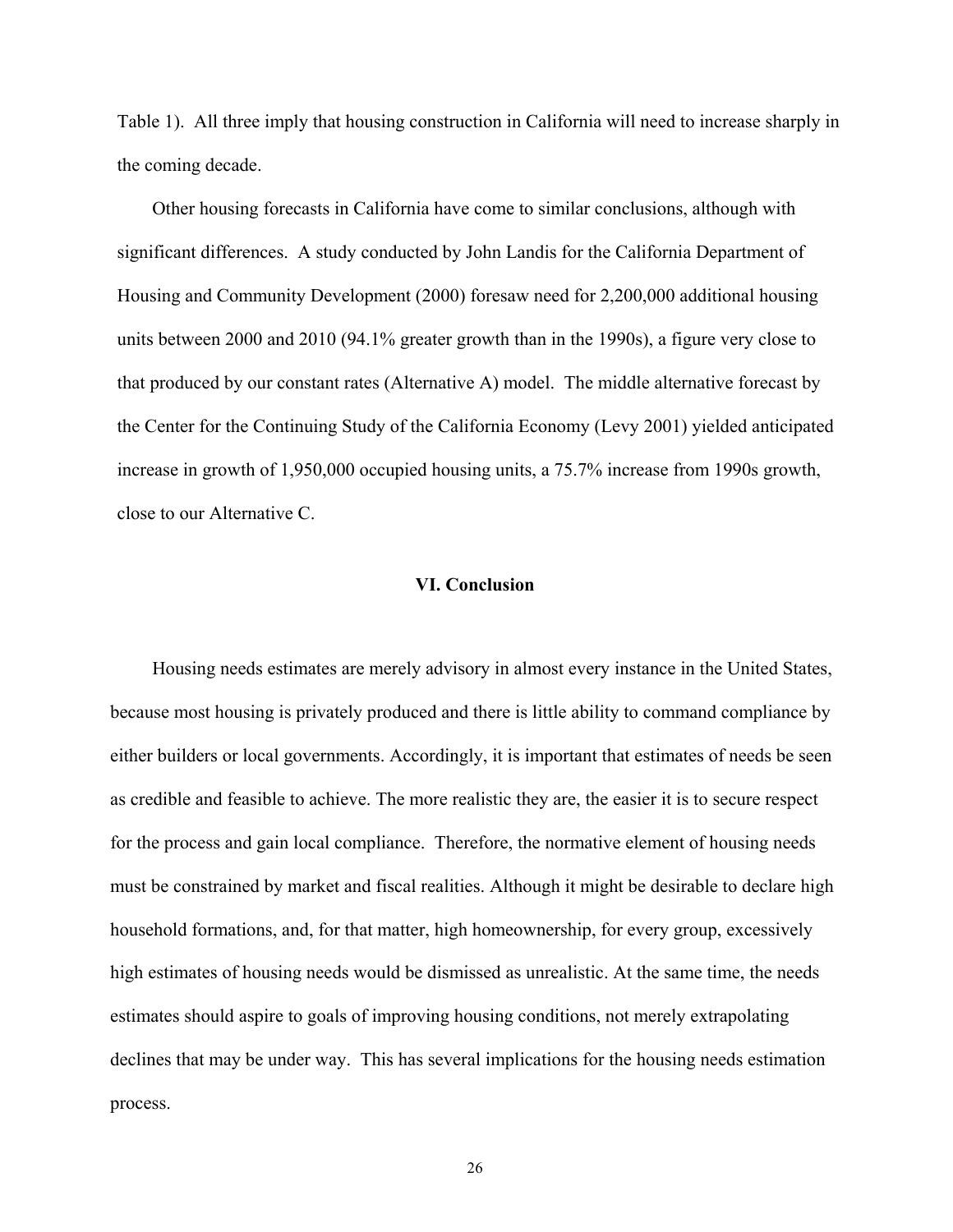Table 1). All three imply that housing construction in California will need to increase sharply in the coming decade.

Other housing forecasts in California have come to similar conclusions, although with significant differences. A study conducted by John Landis for the California Department of Housing and Community Development (2000) foresaw need for 2,200,000 additional housing units between 2000 and 2010 (94.1% greater growth than in the 1990s), a figure very close to that produced by our constant rates (Alternative A) model. The middle alternative forecast by the Center for the Continuing Study of the California Economy (Levy 2001) yielded anticipated increase in growth of 1,950,000 occupied housing units, a 75.7% increase from 1990s growth, close to our Alternative C.

## VI. Conclusion

Housing needs estimates are merely advisory in almost every instance in the United States, because most housing is privately produced and there is little ability to command compliance by either builders or local governments. Accordingly, it is important that estimates of needs be seen as credible and feasible to achieve. The more realistic they are, the easier it is to secure respect for the process and gain local compliance. Therefore, the normative element of housing needs must be constrained by market and fiscal realities. Although it might be desirable to declare high household formations, and, for that matter, high homeownership, for every group, excessively high estimates of housing needs would be dismissed as unrealistic. At the same time, the needs estimates should aspire to goals of improving housing conditions, not merely extrapolating declines that may be under way. This has several implications for the housing needs estimation process.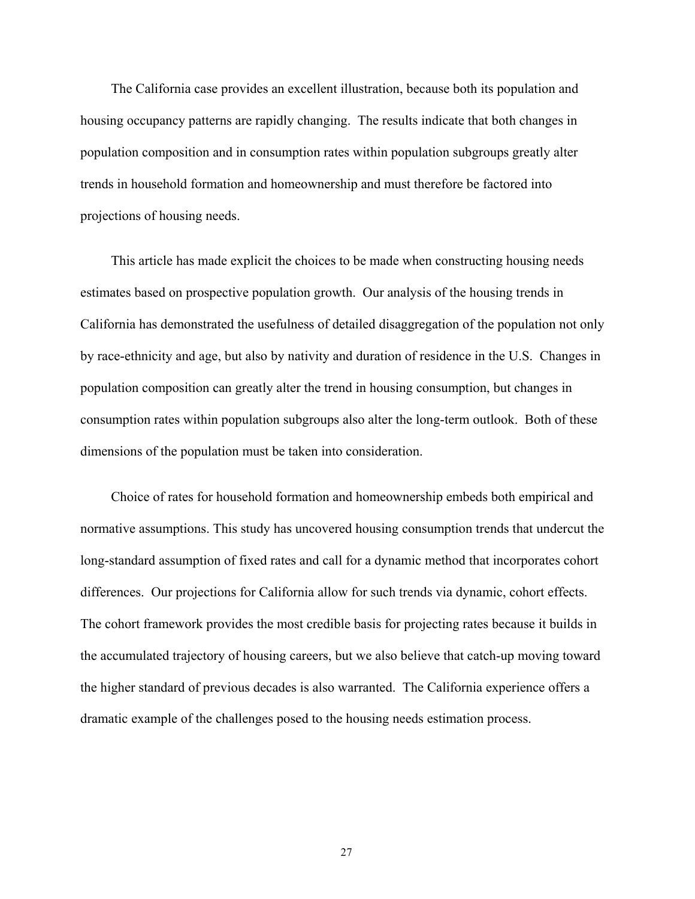The California case provides an excellent illustration, because both its population and housing occupancy patterns are rapidly changing. The results indicate that both changes in population composition and in consumption rates within population subgroups greatly alter trends in household formation and homeownership and must therefore be factored into projections of housing needs.

This article has made explicit the choices to be made when constructing housing needs estimates based on prospective population growth. Our analysis of the housing trends in California has demonstrated the usefulness of detailed disaggregation of the population not only by race-ethnicity and age, but also by nativity and duration of residence in the U.S. Changes in population composition can greatly alter the trend in housing consumption, but changes in consumption rates within population subgroups also alter the long-term outlook. Both of these dimensions of the population must be taken into consideration.

Choice of rates for household formation and homeownership embeds both empirical and normative assumptions. This study has uncovered housing consumption trends that undercut the long-standard assumption of fixed rates and call for a dynamic method that incorporates cohort differences. Our projections for California allow for such trends via dynamic, cohort effects. The cohort framework provides the most credible basis for projecting rates because it builds in the accumulated trajectory of housing careers, but we also believe that catch-up moving toward the higher standard of previous decades is also warranted. The California experience offers a dramatic example of the challenges posed to the housing needs estimation process.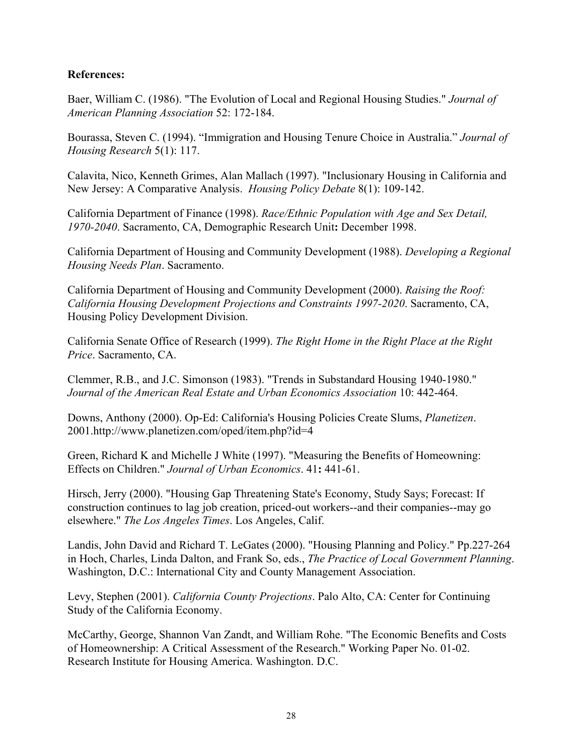**References:**

Baer, William C. (1986). "The Evolution of Local and Regional Housing Studies." *Journal of American Planning Association* 52: 172-184.

Bourassa, Steven C. (1994). “Immigration and Housing Tenure Choice in Australia.” *Journal of Housing Research* 5(1): 117.

Calavita, Nico, Kenneth Grimes, Alan Mallach (1997). "Inclusionary Housing in California and New Jersey: A Comparative Analysis. *Housing Policy Debate* 8(1): 109-142.

California Department of Finance (1998). *Race/Ethnic Population with Age and Sex Detail, 1970-2040*. Sacramento, CA, Demographic Research Unit**:** December 1998.

California Department of Housing and Community Development (1988). *Developing a Regional Housing Needs Plan*. Sacramento.

California Department of Housing and Community Development (2000). *Raising the Roof: California Housing Development Projections and Constraints 1997-2020*. Sacramento, CA, Housing Policy Development Division.

California Senate Office of Research (1999). *The Right Home in the Right Place at the Right Price*. Sacramento, CA.

Clemmer, R.B., and J.C. Simonson (1983). "Trends in Substandard Housing 1940-1980." *Journal of the American Real Estate and Urban Economics Association* 10: 442-464.

Downs, Anthony (2000). Op-Ed: California's Housing Policies Create Slums, *Planetizen*. 2001.http://www.planetizen.com/oped/item.php?id=4

Green, Richard K and Michelle J White (1997). "Measuring the Benefits of Homeowning: Effects on Children." *Journal of Urban Economics*. 41**:** 441-61.

Hirsch, Jerry (2000). "Housing Gap Threatening State's Economy, Study Says; Forecast: If construction continues to lag job creation, priced-out workers--and their companies--may go elsewhere." *The Los Angeles Times*. Los Angeles, Calif.

Landis, John David and Richard T. LeGates (2000). "Housing Planning and Policy." Pp.227-264 in Hoch, Charles, Linda Dalton, and Frank So, eds., *The Practice of Local Government Planning*. Washington, D.C.: International City and County Management Association.

Levy, Stephen (2001). *California County Projections*. Palo Alto, CA: Center for Continuing Study of the California Economy.

McCarthy, George, Shannon Van Zandt, and William Rohe. "The Economic Benefits and Costs of Homeownership: A Critical Assessment of the Research." Working Paper No. 01-02. Research Institute for Housing America. Washington. D.C.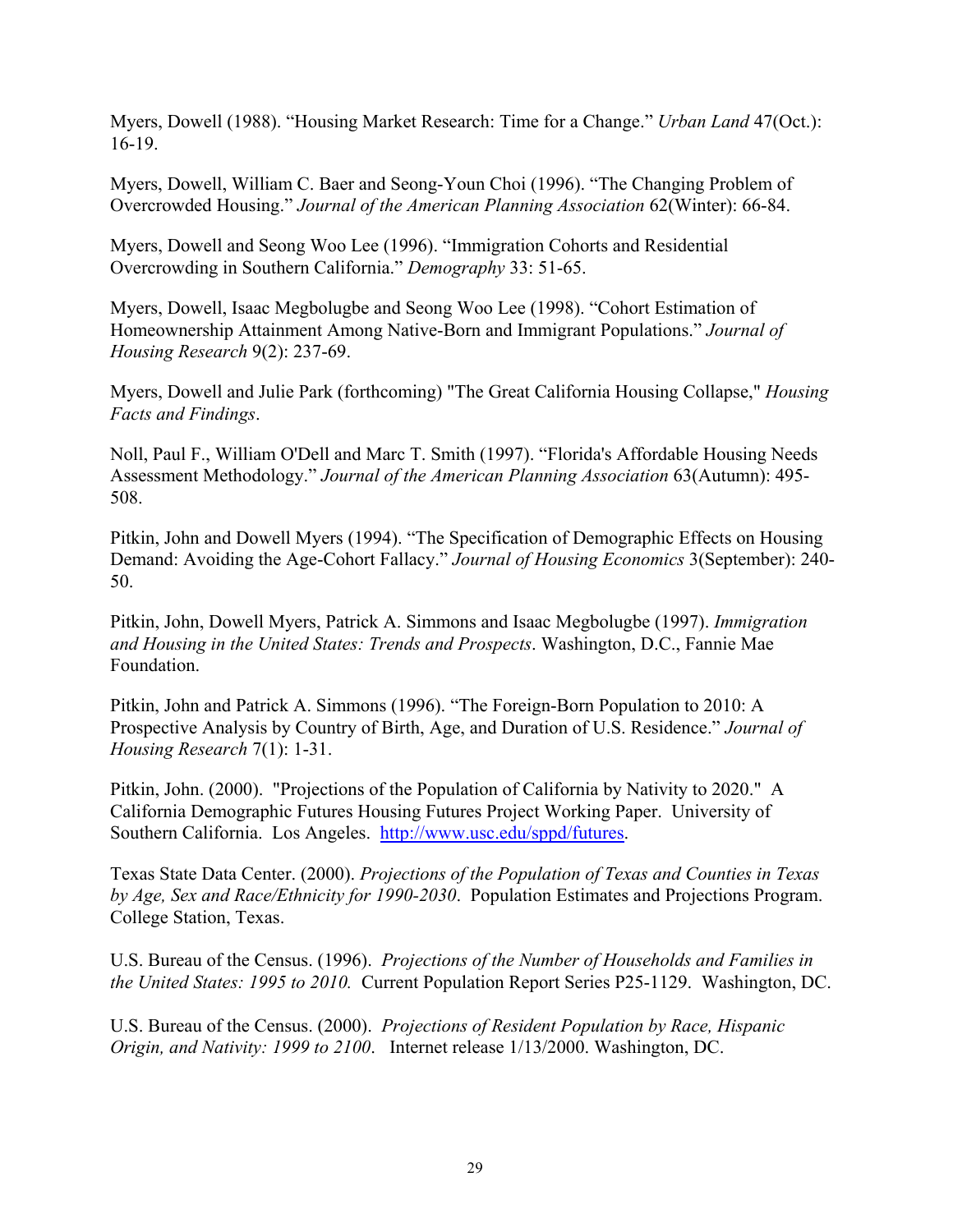Myers, Dowell (1988). “Housing Market Research: Time for a Change.” *Urban Land* 47(Oct.): 16-19.

Myers, Dowell, William C. Baer and Seong-Youn Choi (1996). “The Changing Problem of Overcrowded Housing.” *Journal of the American Planning Association* 62(Winter): 66-84.

Myers, Dowell and Seong Woo Lee (1996). “Immigration Cohorts and Residential Overcrowding in Southern California.” *Demography* 33: 51-65.

Myers, Dowell, Isaac Megbolugbe and Seong Woo Lee (1998). “Cohort Estimation of Homeownership Attainment Among Native-Born and Immigrant Populations.” *Journal of Housing Research* 9(2): 237-69.

Myers, Dowell and Julie Park (forthcoming) "The Great California Housing Collapse," *Housing Facts and Findings*.

Noll, Paul F., William O'Dell and Marc T. Smith (1997). “Florida's Affordable Housing Needs Assessment Methodology.” *Journal of the American Planning Association* 63(Autumn): 495-508.

Pitkin, John and Dowell Myers (1994). “The Specification of Demographic Effects on Housing Demand: Avoiding the Age-Cohort Fallacy.” *Journal of Housing Economics* 3(September): 240-50.

Pitkin, John, Dowell Myers, Patrick A. Simmons and Isaac Megbolugbe (1997). *Immigration and Housing in the United States: Trends and Prospects*. Washington, D.C., Fannie Mae Foundation.

Pitkin, John and Patrick A. Simmons (1996). “The Foreign-Born Population to 2010: A Prospective Analysis by Country of Birth, Age, and Duration of U.S. Residence.” *Journal of Housing Research* 7(1): 1-31.

Pitkin, John. (2000). "Projections of the Population of California by Nativity to 2020." A California Demographic Futures Housing Futures Project Working Paper. University of Southern California. Los Angeles. http://www.usc.edu/sppd/futures.

Texas State Data Center. (2000). *Projections of the Population of Texas and Counties in Texas by Age, Sex and Race/Ethnicity for 1990-2030*. Population Estimates and Projections Program. College Station, Texas.

U.S. Bureau of the Census. (1996). *Projections of the Number of Households and Families in the United States: 1995 to 2010.* Current Population Report Series P25-1129. Washington, DC.

U.S. Bureau of the Census. (2000). *Projections of Resident Population by Race, Hispanic Origin, and Nativity: 1999 to 2100*. Internet release 1/13/2000. Washington, DC.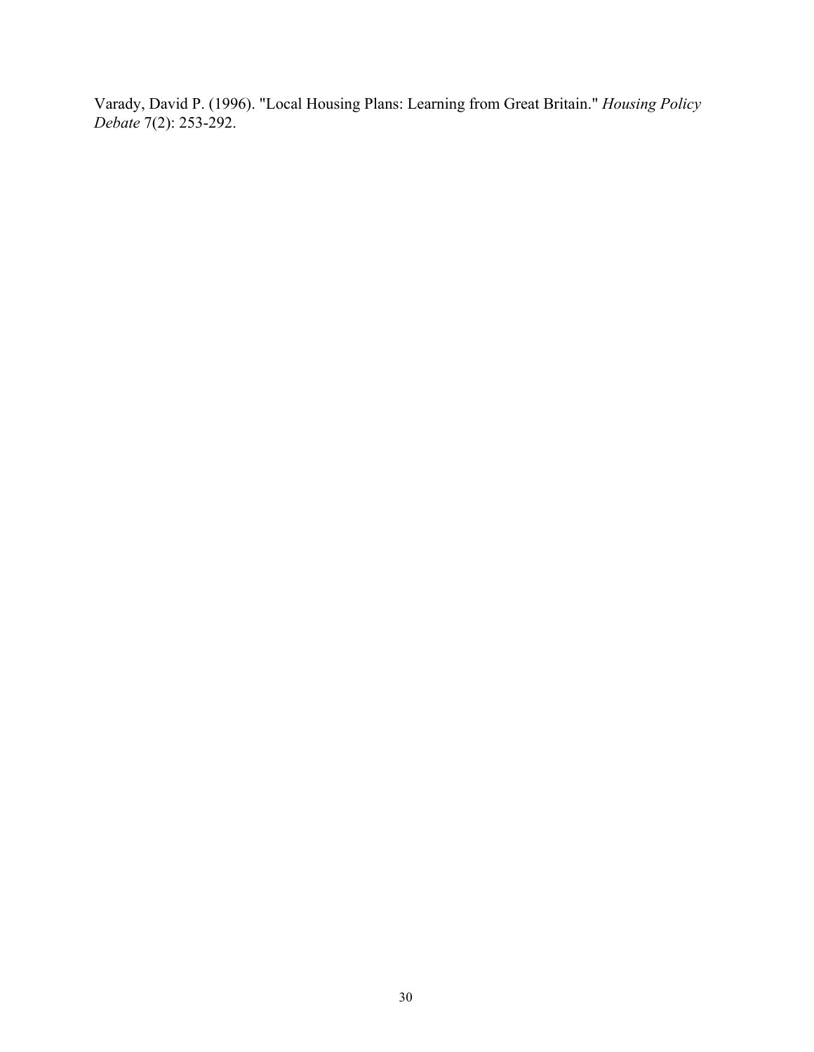Varady, David P. (1996). "Local Housing Plans: Learning from Great Britain." *Housing Policy Debate* 7(2): 253-292.